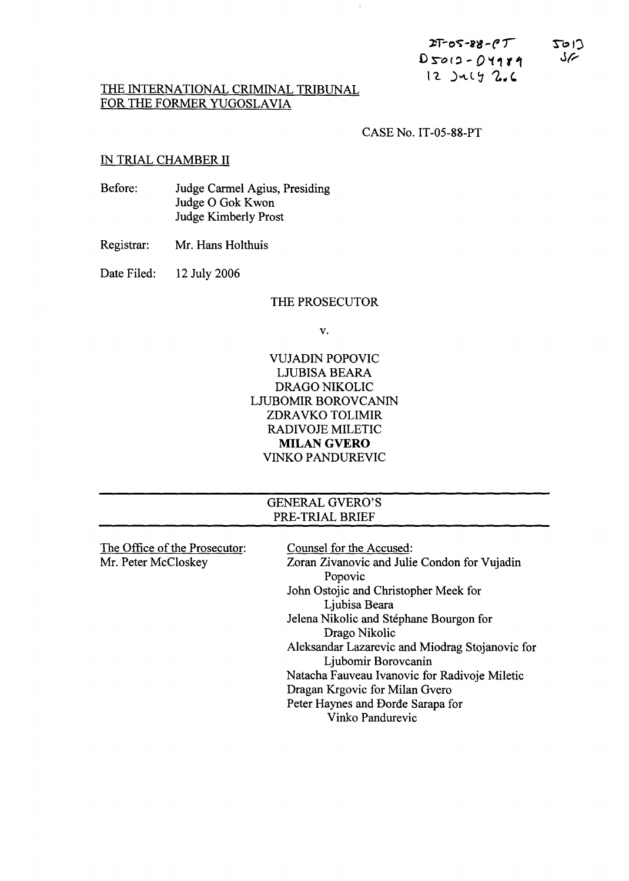IT-05-88-PT
D5012 - D4989
12 July 2006

5012
SF

THE INTERNATIONAL CRIMINAL TRIBUNAL FOR THE FORMER YUGOSLAVIA

CASE No. IT-05-88-PT

IN TRIAL CHAMBER II

Before: Judge Carmel Agius, Presiding
Judge O Gok Kwon
Judge Kimberly Prost

Registrar: Mr. Hans Holthuis

Date Filed: 12 July 2006

THE PROSECUTOR

v.

VUJADIN POPOVIC
LJUBISA BEARA
DRAGO NIKOLIC
LJUBOMIR BOROVCANIN
ZDRAVKO TOLIMIR
RADIVOJE MILETIC
**MILAN GVERO**
VINKO PANDUREVIC

# GENERAL GVERO'S PRE-TRIAL BRIEF

The Office of the Prosecutor:
Mr. Peter McCloskey

Counsel for the Accused:
Zoran Zivanovic and Julie Condon for Vujadin Popovic
John Ostojic and Christopher Meek for Ljubisa Beara
Jelena Nikolic and Stéphane Bourgon for Drago Nikolic
Aleksandar Lazarevic and Miodrag Stojanovic for Ljubomir Borovcanin
Natacha Fauveau Ivanovic for Radivoje Miletic
Dragan Krgovic for Milan Gvero
Peter Haynes and Đorđe Sarapa for Vinko Pandurevic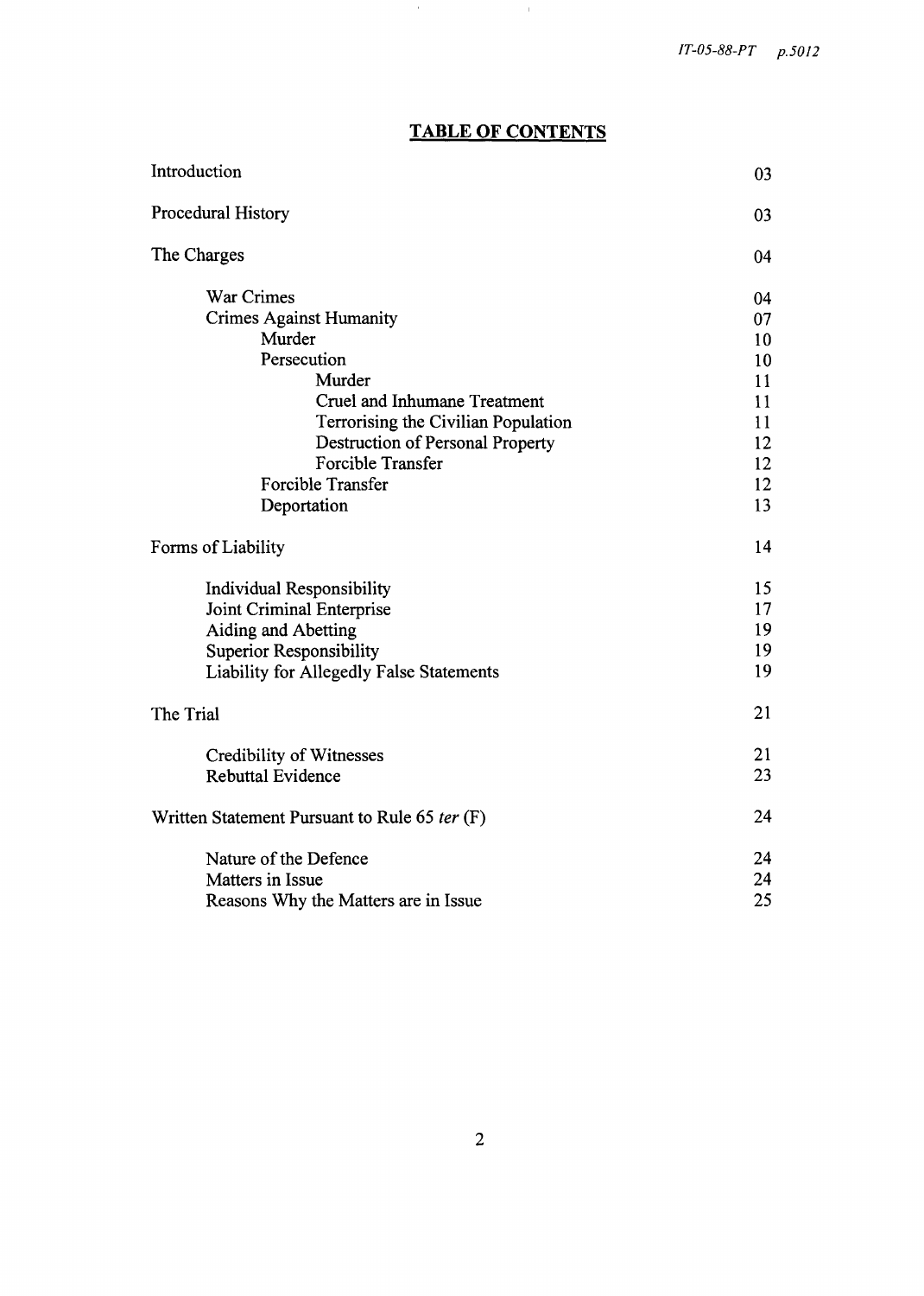# TABLE OF CONTENTS

| | |
|---|---|
| Introduction | 03 |
| Procedural History | 03 |
| The Charges | 04 |
| War Crimes | 04 |
| Crimes Against Humanity | 07 |
| Murder | 10 |
| Persecution | 10 |
| Murder | 11 |
| Cruel and Inhumane Treatment | 11 |
| Terrorising the Civilian Population | 11 |
| Destruction of Personal Property | 12 |
| Forcible Transfer | 12 |
| Forcible Transfer | 12 |
| Deportation | 13 |
| Forms of Liability | 14 |
| Individual Responsibility | 15 |
| Joint Criminal Enterprise | 17 |
| Aiding and Abetting | 19 |
| Superior Responsibility | 19 |
| Liability for Allegedly False Statements | 19 |
| The Trial | 21 |
| Credibility of Witnesses | 21 |
| Rebuttal Evidence | 23 |
| Written Statement Pursuant to Rule 65 *ter* (F) | 24 |
| Nature of the Defence | 24 |
| Matters in Issue | 24 |
| Reasons Why the Matters are in Issue | 25 |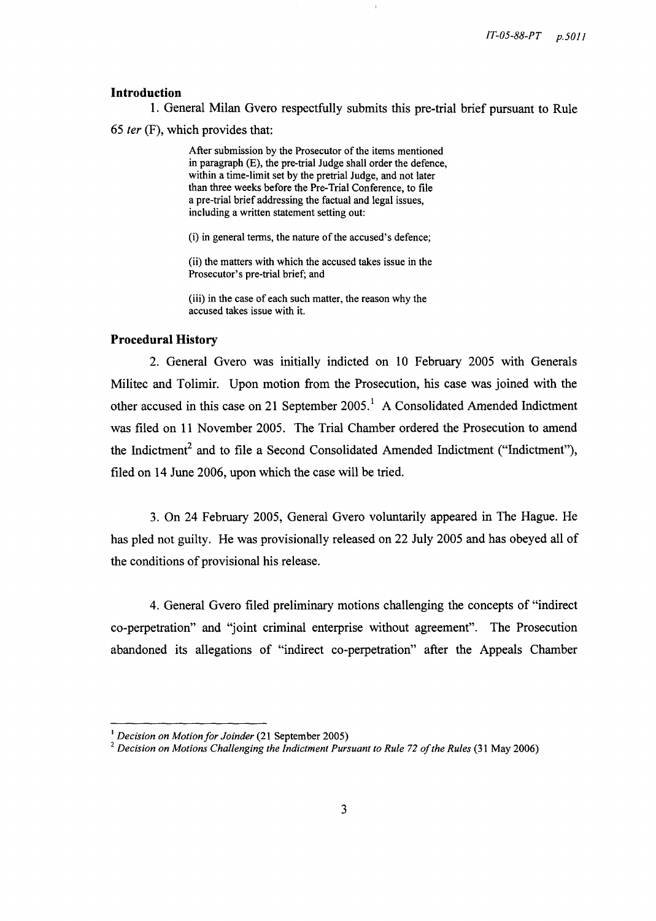### Introduction

1. General Milan Gvero respectfully submits this pre-trial brief pursuant to Rule 65 *ter* (F), which provides that:

> After submission by the Prosecutor of the items mentioned in paragraph (E), the pre-trial Judge shall order the defence, within a time-limit set by the pretrial Judge, and not later than three weeks before the Pre-Trial Conference, to file a pre-trial brief addressing the factual and legal issues, including a written statement setting out:
>
> (i) in general terms, the nature of the accused's defence;
>
> (ii) the matters with which the accused takes issue in the Prosecutor's pre-trial brief; and
>
> (iii) in the case of each such matter, the reason why the accused takes issue with it.

### Procedural History

2. General Gvero was initially indicted on 10 February 2005 with Generals Militec and Tolimir. Upon motion from the Prosecution, his case was joined with the other accused in this case on 21 September 2005.[1] A Consolidated Amended Indictment was filed on 11 November 2005. The Trial Chamber ordered the Prosecution to amend the Indictment[2] and to file a Second Consolidated Amended Indictment ("Indictment"), filed on 14 June 2006, upon which the case will be tried.

3. On 24 February 2005, General Gvero voluntarily appeared in The Hague. He has pled not guilty. He was provisionally released on 22 July 2005 and has obeyed all of the conditions of provisional his release.

4. General Gvero filed preliminary motions challenging the concepts of "indirect co-perpetration" and "joint criminal enterprise without agreement". The Prosecution abandoned its allegations of "indirect co-perpetration" after the Appeals Chamber

---

[1] *Decision on Motion for Joinder* (21 September 2005)

[2] *Decision on Motions Challenging the Indictment Pursuant to Rule 72 of the Rules* (31 May 2006)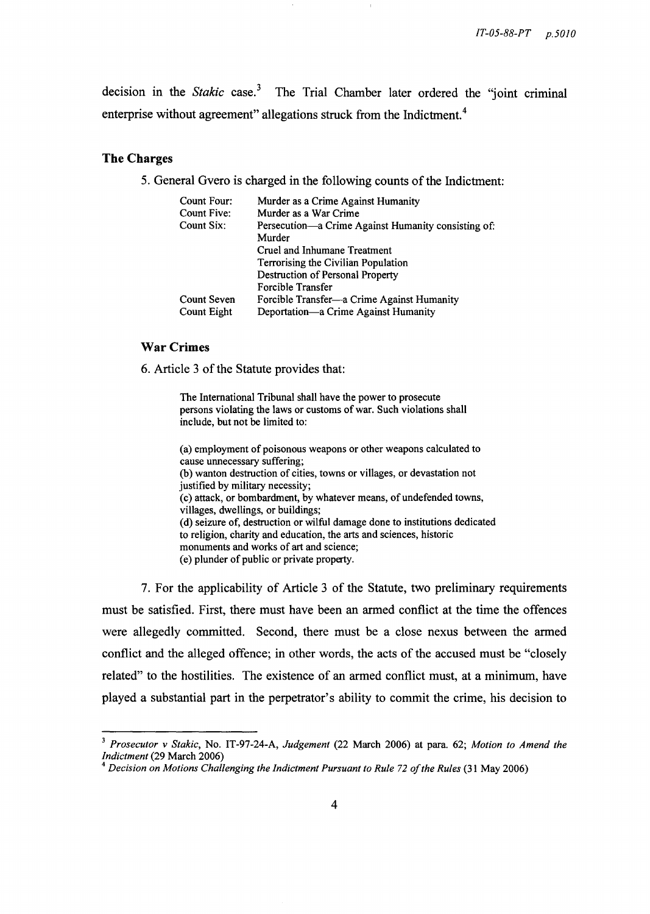decision in the *Stakic* case.[3] The Trial Chamber later ordered the "joint criminal enterprise without agreement" allegations struck from the Indictment.[4]

### The Charges

5. General Gvero is charged in the following counts of the Indictment:

| | |
|---|---|
| Count Four: | Murder as a Crime Against Humanity |
| Count Five: | Murder as a War Crime |
| Count Six: | Persecution—a Crime Against Humanity consisting of: |
| | Murder |
| | Cruel and Inhumane Treatment |
| | Terrorising the Civilian Population |
| | Destruction of Personal Property |
| | Forcible Transfer |
| Count Seven | Forcible Transfer—a Crime Against Humanity |
| Count Eight | Deportation—a Crime Against Humanity |

### War Crimes

6. Article 3 of the Statute provides that:

> The International Tribunal shall have the power to prosecute persons violating the laws or customs of war. Such violations shall include, but not be limited to:
>
> (a) employment of poisonous weapons or other weapons calculated to cause unnecessary suffering;
> (b) wanton destruction of cities, towns or villages, or devastation not justified by military necessity;
> (c) attack, or bombardment, by whatever means, of undefended towns, villages, dwellings, or buildings;
> (d) seizure of, destruction or wilful damage done to institutions dedicated to religion, charity and education, the arts and sciences, historic monuments and works of art and science;
> (e) plunder of public or private property.

7. For the applicability of Article 3 of the Statute, two preliminary requirements must be satisfied. First, there must have been an armed conflict at the time the offences were allegedly committed. Second, there must be a close nexus between the armed conflict and the alleged offence; in other words, the acts of the accused must be "closely related" to the hostilities. The existence of an armed conflict must, at a minimum, have played a substantial part in the perpetrator's ability to commit the crime, his decision to

---

[3] *Prosecutor v Stakic*, No. IT-97-24-A, *Judgement* (22 March 2006) at para. 62; *Motion to Amend the Indictment* (29 March 2006)

[4] *Decision on Motions Challenging the Indictment Pursuant to Rule 72 of the Rules* (31 May 2006)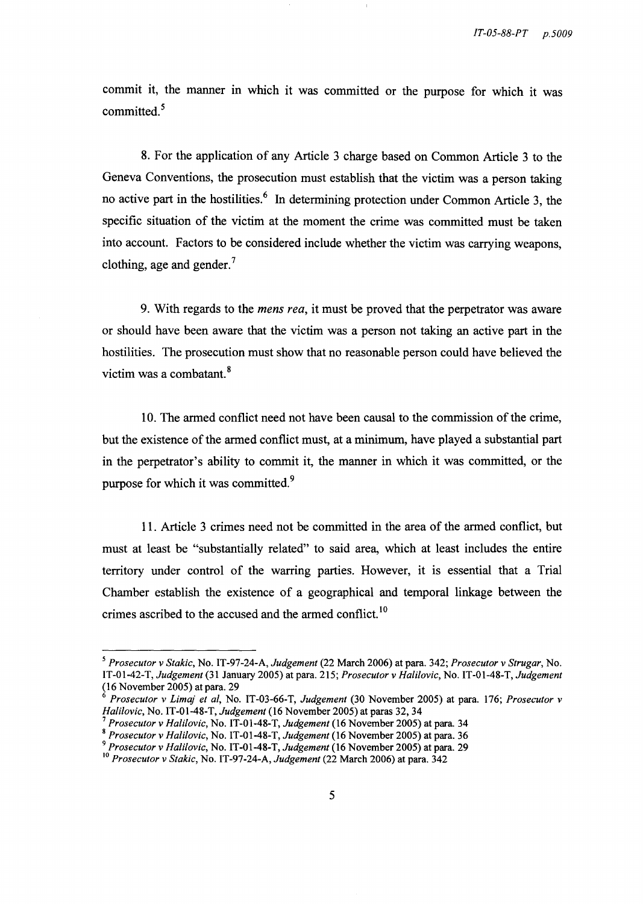commit it, the manner in which it was committed or the purpose for which it was committed.[5]

8. For the application of any Article 3 charge based on Common Article 3 to the Geneva Conventions, the prosecution must establish that the victim was a person taking no active part in the hostilities.[6] In determining protection under Common Article 3, the specific situation of the victim at the moment the crime was committed must be taken into account. Factors to be considered include whether the victim was carrying weapons, clothing, age and gender.[7]

9. With regards to the *mens rea*, it must be proved that the perpetrator was aware or should have been aware that the victim was a person not taking an active part in the hostilities. The prosecution must show that no reasonable person could have believed the victim was a combatant.[8]

10. The armed conflict need not have been causal to the commission of the crime, but the existence of the armed conflict must, at a minimum, have played a substantial part in the perpetrator's ability to commit it, the manner in which it was committed, or the purpose for which it was committed.[9]

11. Article 3 crimes need not be committed in the area of the armed conflict, but must at least be "substantially related" to said area, which at least includes the entire territory under control of the warring parties. However, it is essential that a Trial Chamber establish the existence of a geographical and temporal linkage between the crimes ascribed to the accused and the armed conflict.[10]

---

[5] *Prosecutor v Stakic*, No. IT-97-24-A, *Judgement* (22 March 2006) at para. 342; *Prosecutor v Strugar*, No. IT-01-42-T, *Judgement* (31 January 2005) at para. 215; *Prosecutor v Halilovic*, No. IT-01-48-T, *Judgement* (16 November 2005) at para. 29

[6] *Prosecutor v Limaj et al*, No. IT-03-66-T, *Judgement* (30 November 2005) at para. 176; *Prosecutor v Halilovic*, No. IT-01-48-T, *Judgement* (16 November 2005) at paras 32, 34

[7] *Prosecutor v Halilovic*, No. IT-01-48-T, *Judgement* (16 November 2005) at para. 34

[8] *Prosecutor v Halilovic*, No. IT-01-48-T, *Judgement* (16 November 2005) at para. 36

[9] *Prosecutor v Halilovic*, No. IT-01-48-T, *Judgement* (16 November 2005) at para. 29

[10] *Prosecutor v Stakic*, No. IT-97-24-A, *Judgement* (22 March 2006) at para. 342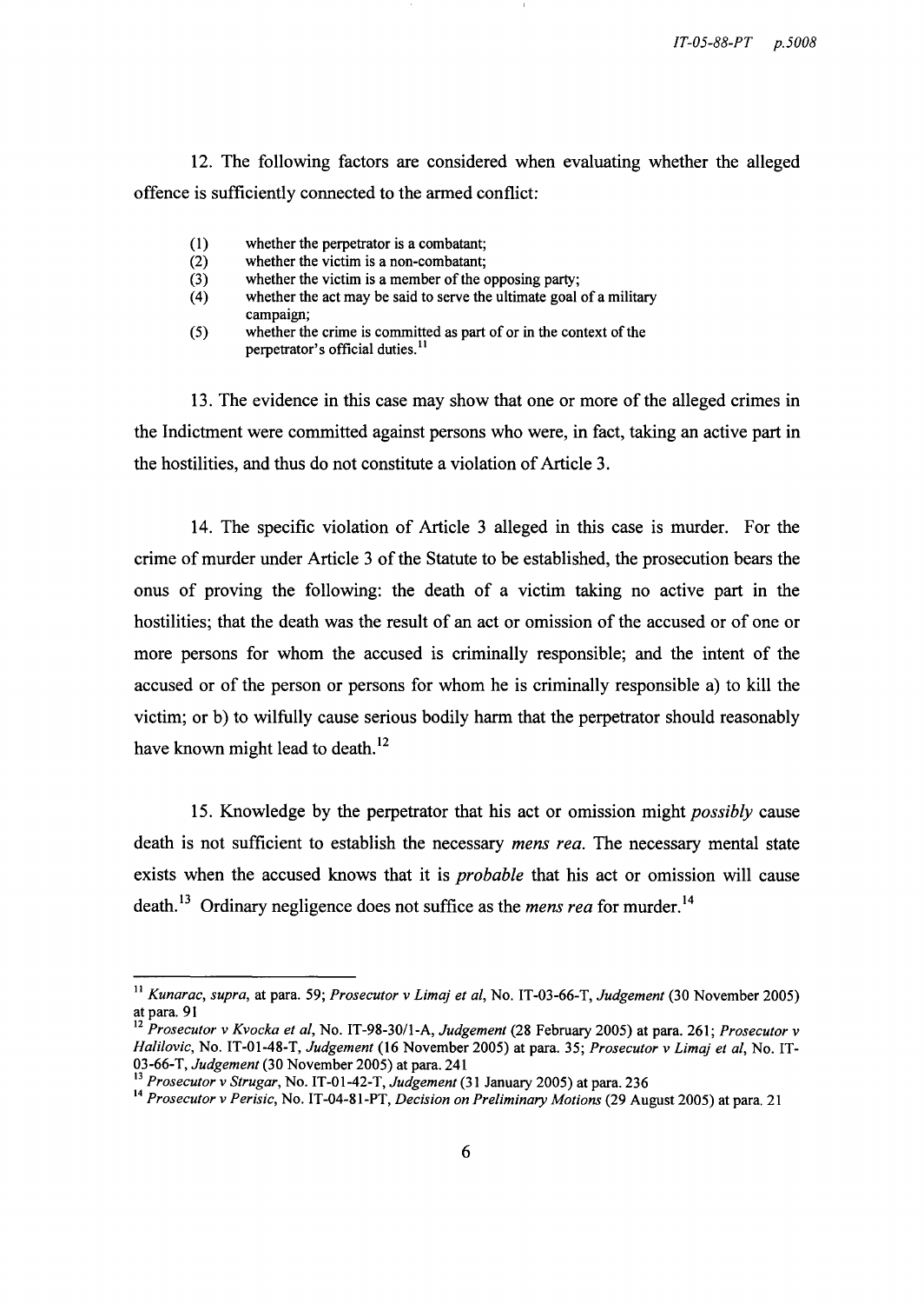12. The following factors are considered when evaluating whether the alleged offence is sufficiently connected to the armed conflict:

(1) whether the perpetrator is a combatant;
(2) whether the victim is a non-combatant;
(3) whether the victim is a member of the opposing party;
(4) whether the act may be said to serve the ultimate goal of a military campaign;
(5) whether the crime is committed as part of or in the context of the perpetrator's official duties.[11]

13. The evidence in this case may show that one or more of the alleged crimes in the Indictment were committed against persons who were, in fact, taking an active part in the hostilities, and thus do not constitute a violation of Article 3.

14. The specific violation of Article 3 alleged in this case is murder. For the crime of murder under Article 3 of the Statute to be established, the prosecution bears the onus of proving the following: the death of a victim taking no active part in the hostilities; that the death was the result of an act or omission of the accused or of one or more persons for whom the accused is criminally responsible; and the intent of the accused or of the person or persons for whom he is criminally responsible a) to kill the victim; or b) to wilfully cause serious bodily harm that the perpetrator should reasonably have known might lead to death.[12]

15. Knowledge by the perpetrator that his act or omission might *possibly* cause death is not sufficient to establish the necessary *mens rea.* The necessary mental state exists when the accused knows that it is *probable* that his act or omission will cause death.[13] Ordinary negligence does not suffice as the *mens rea* for murder.[14]

---

[11] *Kunarac, supra,* at para. 59; *Prosecutor v Limaj et al,* No. IT-03-66-T, *Judgement* (30 November 2005) at para. 91

[12] *Prosecutor v Kvocka et al,* No. IT-98-30/1-A, *Judgement* (28 February 2005) at para. 261; *Prosecutor v Halilovic,* No. IT-01-48-T, *Judgement* (16 November 2005) at para. 35; *Prosecutor v Limaj et al,* No. IT-03-66-T, *Judgement* (30 November 2005) at para. 241

[13] *Prosecutor v Strugar,* No. IT-01-42-T, *Judgement* (31 January 2005) at para. 236

[14] *Prosecutor v Perisic,* No. IT-04-81-PT, *Decision on Preliminary Motions* (29 August 2005) at para. 21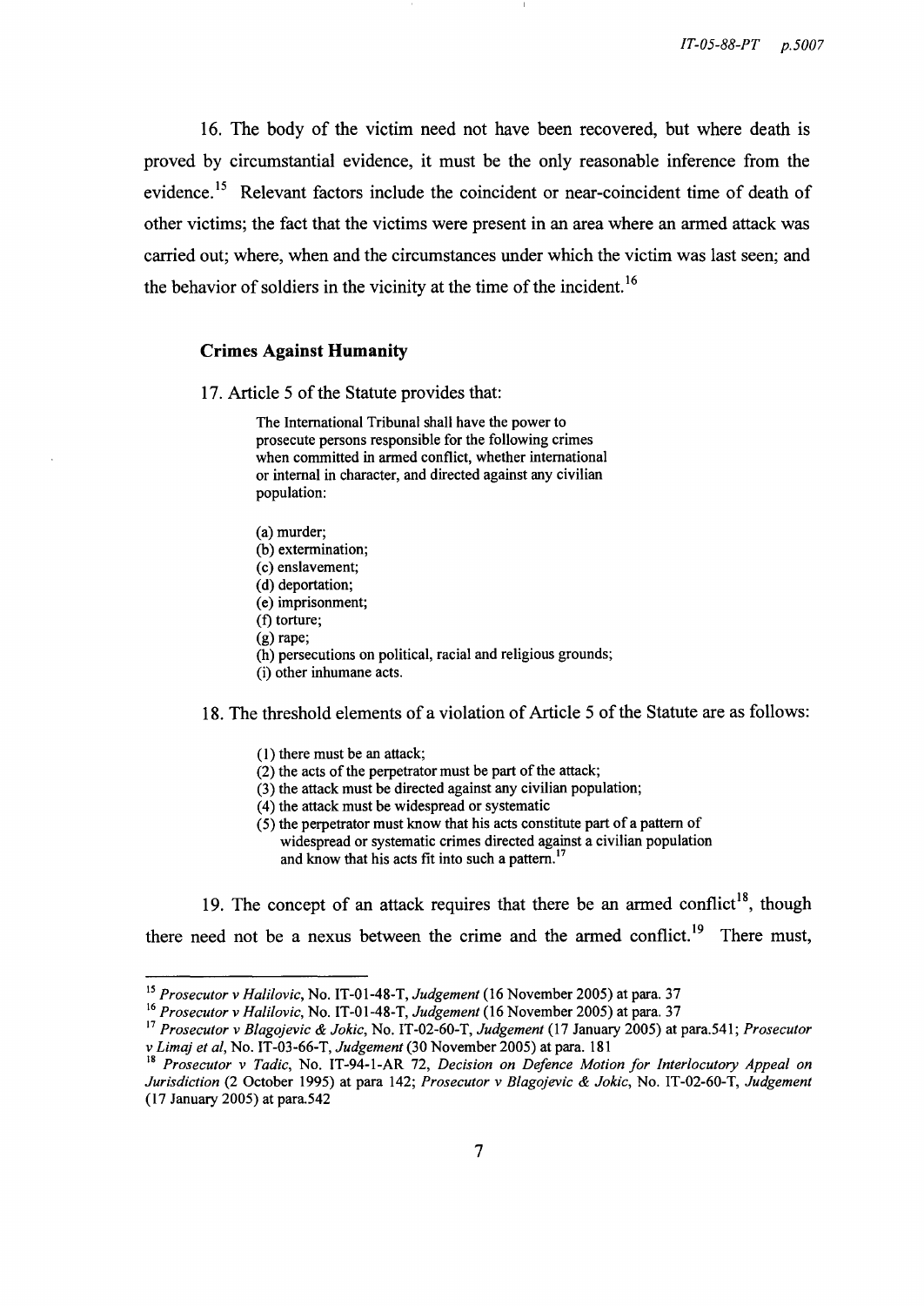16. The body of the victim need not have been recovered, but where death is proved by circumstantial evidence, it must be the only reasonable inference from the evidence.[15] Relevant factors include the coincident or near-coincident time of death of other victims; the fact that the victims were present in an area where an armed attack was carried out; where, when and the circumstances under which the victim was last seen; and the behavior of soldiers in the vicinity at the time of the incident.[16]

### Crimes Against Humanity

17. Article 5 of the Statute provides that:

> The International Tribunal shall have the power to prosecute persons responsible for the following crimes when committed in armed conflict, whether international or internal in character, and directed against any civilian population:
>
> (a) murder;
> (b) extermination;
> (c) enslavement;
> (d) deportation;
> (e) imprisonment;
> (f) torture;
> (g) rape;
> (h) persecutions on political, racial and religious grounds;
> (i) other inhumane acts.

18. The threshold elements of a violation of Article 5 of the Statute are as follows:

> (1) there must be an attack;
> (2) the acts of the perpetrator must be part of the attack;
> (3) the attack must be directed against any civilian population;
> (4) the attack must be widespread or systematic
> (5) the perpetrator must know that his acts constitute part of a pattern of widespread or systematic crimes directed against a civilian population and know that his acts fit into such a pattern.[17]

19. The concept of an attack requires that there be an armed conflict[18], though there need not be a nexus between the crime and the armed conflict.[19] There must,

---

[15] *Prosecutor v Halilovic*, No. IT-01-48-T, *Judgement* (16 November 2005) at para. 37

[16] *Prosecutor v Halilovic*, No. IT-01-48-T, *Judgement* (16 November 2005) at para. 37

[17] *Prosecutor v Blagojevic & Jokic*, No. IT-02-60-T, *Judgement* (17 January 2005) at para.541; *Prosecutor v Limaj et al*, No. IT-03-66-T, *Judgement* (30 November 2005) at para. 181

[18] *Prosecutor v Tadic*, No. IT-94-1-AR 72, *Decision on Defence Motion for Interlocutory Appeal on Jurisdiction* (2 October 1995) at para 142; *Prosecutor v Blagojevic & Jokic*, No. IT-02-60-T, *Judgement* (17 January 2005) at para.542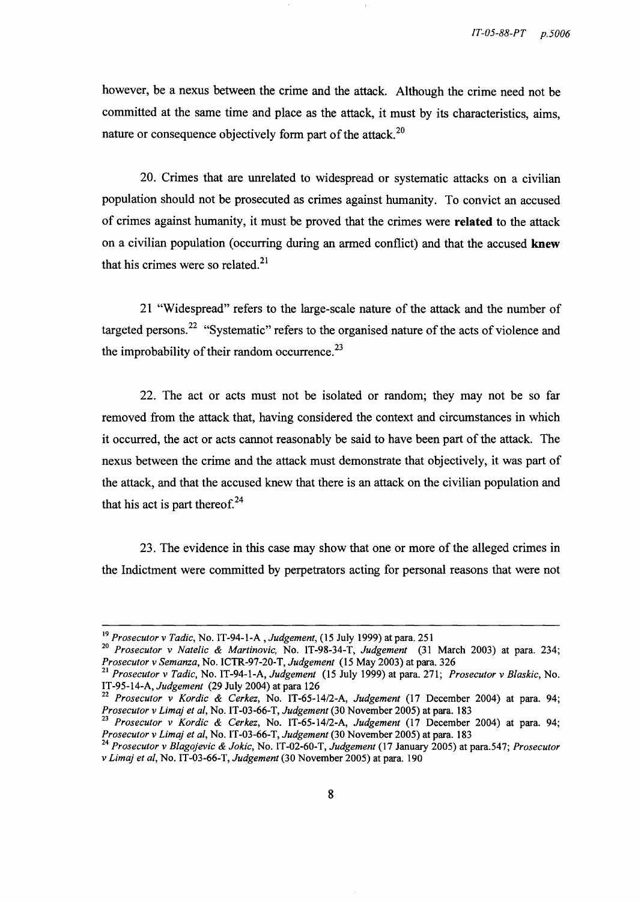however, be a nexus between the crime and the attack. Although the crime need not be committed at the same time and place as the attack, it must by its characteristics, aims, nature or consequence objectively form part of the attack.[20]

20. Crimes that are unrelated to widespread or systematic attacks on a civilian population should not be prosecuted as crimes against humanity. To convict an accused of crimes against humanity, it must be proved that the crimes were **related** to the attack on a civilian population (occurring during an armed conflict) and that the accused **knew** that his crimes were so related.[21]

21 "Widespread" refers to the large-scale nature of the attack and the number of targeted persons.[22] "Systematic" refers to the organised nature of the acts of violence and the improbability of their random occurrence.[23]

22. The act or acts must not be isolated or random; they may not be so far removed from the attack that, having considered the context and circumstances in which it occurred, the act or acts cannot reasonably be said to have been part of the attack. The nexus between the crime and the attack must demonstrate that objectively, it was part of the attack, and that the accused knew that there is an attack on the civilian population and that his act is part thereof.[24]

23. The evidence in this case may show that one or more of the alleged crimes in the Indictment were committed by perpetrators acting for personal reasons that were not

---

[19] *Prosecutor v Tadic*, No. IT-94-1-A , *Judgement*, (15 July 1999) at para. 251

[20] *Prosecutor v Natelic & Martinovic*, No. IT-98-34-T, *Judgement* (31 March 2003) at para. 234; *Prosecutor v Semanza*, No. ICTR-97-20-T, *Judgement* (15 May 2003) at para. 326

[21] *Prosecutor v Tadic*, No. IT-94-1-A, *Judgement* (15 July 1999) at para. 271; *Prosecutor v Blaskic*, No. IT-95-14-A, *Judgement* (29 July 2004) at para 126

[22] *Prosecutor v Kordic & Cerkez*, No. IT-65-14/2-A, *Judgement* (17 December 2004) at para. 94; *Prosecutor v Limaj et al*, No. IT-03-66-T, *Judgement* (30 November 2005) at para. 183

[23] *Prosecutor v Kordic & Cerkez*, No. IT-65-14/2-A, *Judgement* (17 December 2004) at para. 94; *Prosecutor v Limaj et al*, No. IT-03-66-T, *Judgement* (30 November 2005) at para. 183

[24] *Prosecutor v Blagojevic & Jokic*, No. IT-02-60-T, *Judgement* (17 January 2005) at para.547; *Prosecutor v Limaj et al*, No. IT-03-66-T, *Judgement* (30 November 2005) at para. 190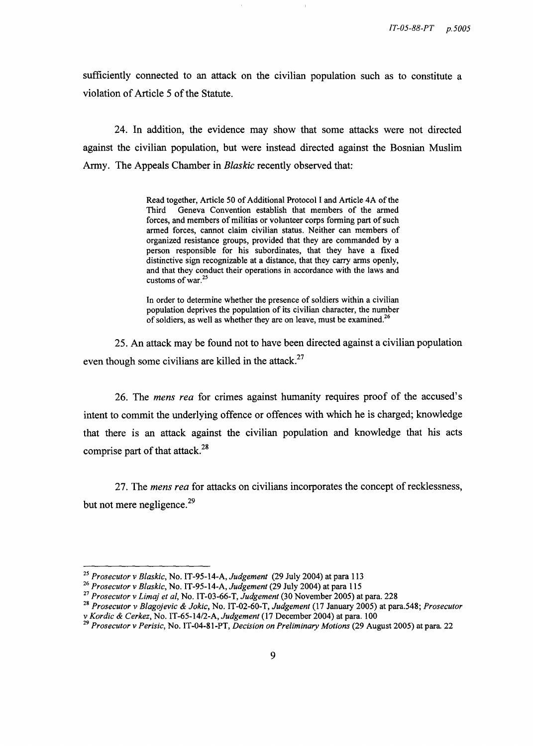sufficiently connected to an attack on the civilian population such as to constitute a violation of Article 5 of the Statute.

24. In addition, the evidence may show that some attacks were not directed against the civilian population, but were instead directed against the Bosnian Muslim Army. The Appeals Chamber in *Blaskic* recently observed that:

> Read together, Article 50 of Additional Protocol I and Article 4A of the Third Geneva Convention establish that members of the armed forces, and members of militias or volunteer corps forming part of such armed forces, cannot claim civilian status. Neither can members of organized resistance groups, provided that they are commanded by a person responsible for his subordinates, that they have a fixed distinctive sign recognizable at a distance, that they carry arms openly, and that they conduct their operations in accordance with the laws and customs of war.[25]
>
> In order to determine whether the presence of soldiers within a civilian population deprives the population of its civilian character, the number of soldiers, as well as whether they are on leave, must be examined.[26]

25. An attack may be found not to have been directed against a civilian population even though some civilians are killed in the attack.[27]

26. The *mens rea* for crimes against humanity requires proof of the accused's intent to commit the underlying offence or offences with which he is charged; knowledge that there is an attack against the civilian population and knowledge that his acts comprise part of that attack.[28]

27. The *mens rea* for attacks on civilians incorporates the concept of recklessness, but not mere negligence.[29]

---

[25] *Prosecutor v Blaskic*, No. IT-95-14-A, *Judgement* (29 July 2004) at para 113

[26] *Prosecutor v Blaskic*, No. IT-95-14-A, *Judgement* (29 July 2004) at para 115

[27] *Prosecutor v Limaj et al*, No. IT-03-66-T, *Judgement* (30 November 2005) at para. 228

[28] *Prosecutor v Blagojevic & Jokic*, No. IT-02-60-T, *Judgement* (17 January 2005) at para.548; *Prosecutor v Kordic & Cerkez*, No. IT-65-14/2-A, *Judgement* (17 December 2004) at para. 100

[29] *Prosecutor v Perisic*, No. IT-04-81-PT, *Decision on Preliminary Motions* (29 August 2005) at para. 22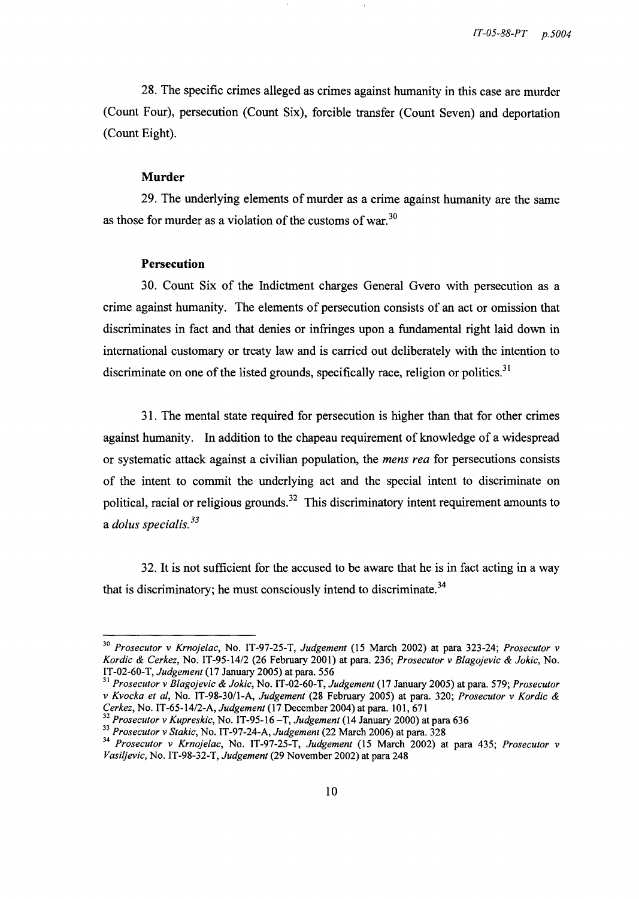28. The specific crimes alleged as crimes against humanity in this case are murder (Count Four), persecution (Count Six), forcible transfer (Count Seven) and deportation (Count Eight).

### Murder

29. The underlying elements of murder as a crime against humanity are the same as those for murder as a violation of the customs of war.[30]

### Persecution

30. Count Six of the Indictment charges General Gvero with persecution as a crime against humanity. The elements of persecution consists of an act or omission that discriminates in fact and that denies or infringes upon a fundamental right laid down in international customary or treaty law and is carried out deliberately with the intention to discriminate on one of the listed grounds, specifically race, religion or politics.[31]

31. The mental state required for persecution is higher than that for other crimes against humanity. In addition to the chapeau requirement of knowledge of a widespread or systematic attack against a civilian population, the *mens rea* for persecutions consists of the intent to commit the underlying act and the special intent to discriminate on political, racial or religious grounds.[32] This discriminatory intent requirement amounts to a *dolus specialis.*[33]

32. It is not sufficient for the accused to be aware that he is in fact acting in a way that is discriminatory; he must consciously intend to discriminate.[34]

---

[30] *Prosecutor v Krnojelac*, No. IT-97-25-T, *Judgement* (15 March 2002) at para 323-24; *Prosecutor v Kordic & Cerkez*, No. IT-95-14/2 (26 February 2001) at para. 236; *Prosecutor v Blagojevic & Jokic*, No. IT-02-60-T, *Judgement* (17 January 2005) at para. 556

[31] *Prosecutor v Blagojevic & Jokic*, No. IT-02-60-T, *Judgement* (17 January 2005) at para. 579; *Prosecutor v Kvocka et al*, No. IT-98-30/1-A, *Judgement* (28 February 2005) at para. 320; *Prosecutor v Kordic & Cerkez*, No. IT-65-14/2-A, *Judgement* (17 December 2004) at para. 101, 671

[32] *Prosecutor v Kupreskic*, No. IT-95-16 –T, *Judgement* (14 January 2000) at para 636

[33] *Prosecutor v Stakic*, No. IT-97-24-A, *Judgement* (22 March 2006) at para. 328

[34] *Prosecutor v Krnojelac*, No. IT-97-25-T, *Judgement* (15 March 2002) at para 435; *Prosecutor v Vasiljevic*, No. IT-98-32-T, *Judgement* (29 November 2002) at para 248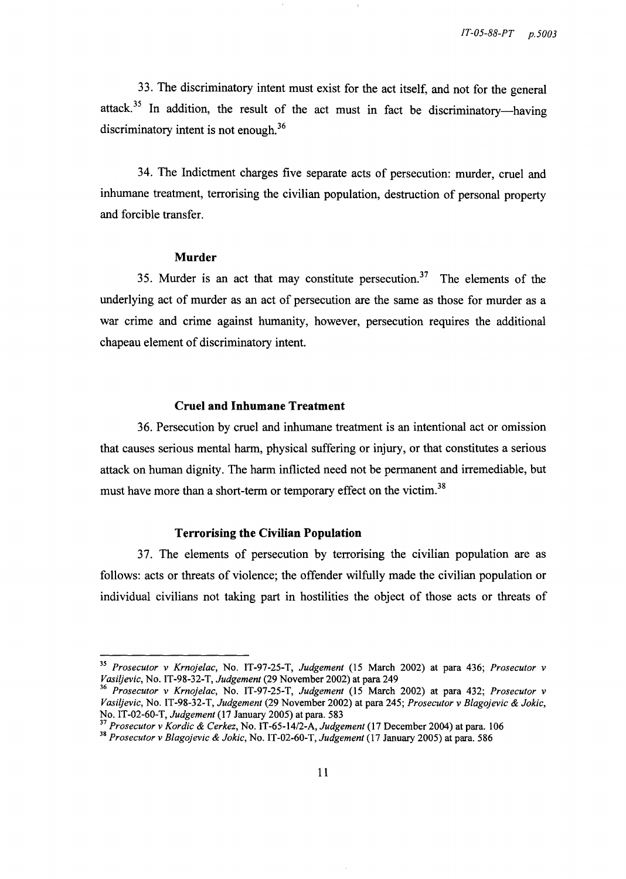33. The discriminatory intent must exist for the act itself, and not for the general attack.[35] In addition, the result of the act must in fact be discriminatory—having discriminatory intent is not enough.[36]

34. The Indictment charges five separate acts of persecution: murder, cruel and inhumane treatment, terrorising the civilian population, destruction of personal property and forcible transfer.

**Murder**

35. Murder is an act that may constitute persecution.[37] The elements of the underlying act of murder as an act of persecution are the same as those for murder as a war crime and crime against humanity, however, persecution requires the additional chapeau element of discriminatory intent.

**Cruel and Inhumane Treatment**

36. Persecution by cruel and inhumane treatment is an intentional act or omission that causes serious mental harm, physical suffering or injury, or that constitutes a serious attack on human dignity. The harm inflicted need not be permanent and irremediable, but must have more than a short-term or temporary effect on the victim.[38]

**Terrorising the Civilian Population**

37. The elements of persecution by terrorising the civilian population are as follows: acts or threats of violence; the offender wilfully made the civilian population or individual civilians not taking part in hostilities the object of those acts or threats of

---

[35] *Prosecutor v Krnojelac*, No. IT-97-25-T, *Judgement* (15 March 2002) at para 436; *Prosecutor v Vasiljevic*, No. IT-98-32-T, *Judgement* (29 November 2002) at para 249

[36] *Prosecutor v Krnojelac*, No. IT-97-25-T, *Judgement* (15 March 2002) at para 432; *Prosecutor v Vasiljevic*, No. IT-98-32-T, *Judgement* (29 November 2002) at para 245; *Prosecutor v Blagojevic & Jokic*, No. IT-02-60-T, *Judgement* (17 January 2005) at para. 583

[37] *Prosecutor v Kordic & Cerkez*, No. IT-65-14/2-A, *Judgement* (17 December 2004) at para. 106

[38] *Prosecutor v Blagojevic & Jokic*, No. IT-02-60-T, *Judgement* (17 January 2005) at para. 586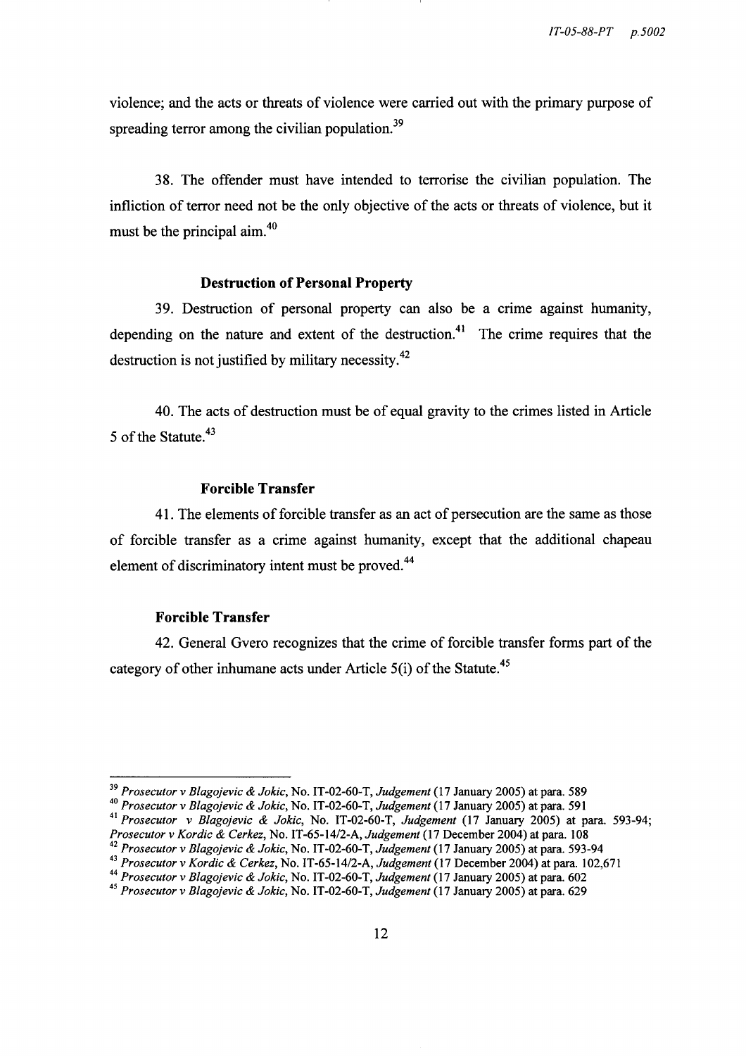violence; and the acts or threats of violence were carried out with the primary purpose of spreading terror among the civilian population.[39]

38. The offender must have intended to terrorise the civilian population. The infliction of terror need not be the only objective of the acts or threats of violence, but it must be the principal aim.[40]

### Destruction of Personal Property

39. Destruction of personal property can also be a crime against humanity, depending on the nature and extent of the destruction.[41] The crime requires that the destruction is not justified by military necessity.[42]

40. The acts of destruction must be of equal gravity to the crimes listed in Article 5 of the Statute.[43]

### Forcible Transfer

41. The elements of forcible transfer as an act of persecution are the same as those of forcible transfer as a crime against humanity, except that the additional chapeau element of discriminatory intent must be proved.[44]

### Forcible Transfer

42. General Gvero recognizes that the crime of forcible transfer forms part of the category of other inhumane acts under Article 5(i) of the Statute.[45]

---

[39] *Prosecutor v Blagojevic & Jokic*, No. IT-02-60-T, *Judgement* (17 January 2005) at para. 589

[40] *Prosecutor v Blagojevic & Jokic*, No. IT-02-60-T, *Judgement* (17 January 2005) at para. 591

[41] *Prosecutor v Blagojevic & Jokic*, No. IT-02-60-T, *Judgement* (17 January 2005) at para. 593-94; *Prosecutor v Kordic & Cerkez*, No. IT-65-14/2-A, *Judgement* (17 December 2004) at para. 108

[42] *Prosecutor v Blagojevic & Jokic*, No. IT-02-60-T, *Judgement* (17 January 2005) at para. 593-94

[43] *Prosecutor v Kordic & Cerkez*, No. IT-65-14/2-A, *Judgement* (17 December 2004) at para. 102,671

[44] *Prosecutor v Blagojevic & Jokic*, No. IT-02-60-T, *Judgement* (17 January 2005) at para. 602

[45] *Prosecutor v Blagojevic & Jokic*, No. IT-02-60-T, *Judgement* (17 January 2005) at para. 629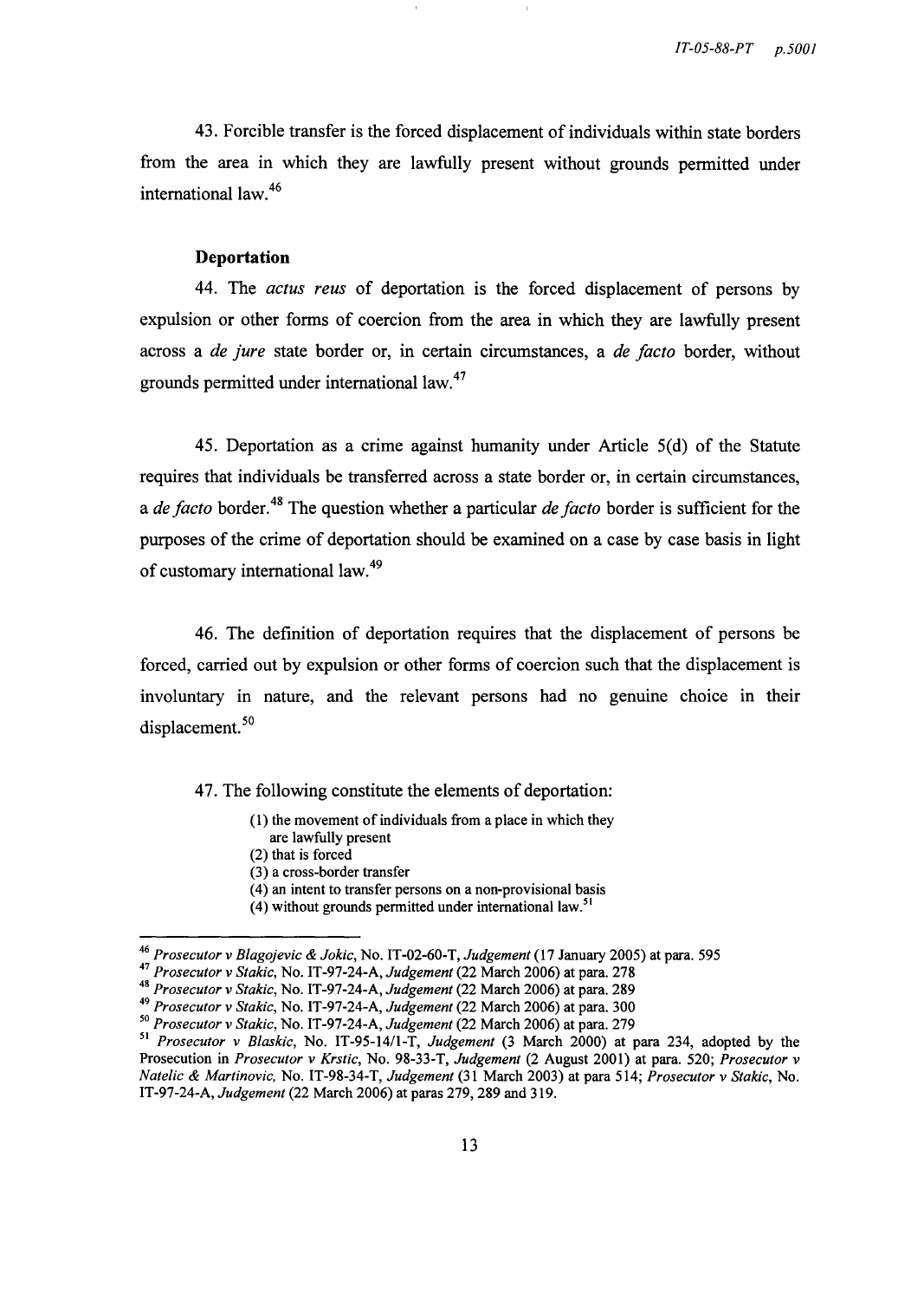43. Forcible transfer is the forced displacement of individuals within state borders from the area in which they are lawfully present without grounds permitted under international law.[46]

**Deportation**

44. The *actus reus* of deportation is the forced displacement of persons by expulsion or other forms of coercion from the area in which they are lawfully present across a *de jure* state border or, in certain circumstances, a *de facto* border, without grounds permitted under international law.[47]

45. Deportation as a crime against humanity under Article 5(d) of the Statute requires that individuals be transferred across a state border or, in certain circumstances, a *de facto* border.[48] The question whether a particular *de facto* border is sufficient for the purposes of the crime of deportation should be examined on a case by case basis in light of customary international law.[49]

46. The definition of deportation requires that the displacement of persons be forced, carried out by expulsion or other forms of coercion such that the displacement is involuntary in nature, and the relevant persons had no genuine choice in their displacement.[50]

47. The following constitute the elements of deportation:

(1) the movement of individuals from a place in which they are lawfully present
(2) that is forced
(3) a cross-border transfer
(4) an intent to transfer persons on a non-provisional basis
(4) without grounds permitted under international law.[51]

---

[46] *Prosecutor v Blagojevic & Jokic*, No. IT-02-60-T, *Judgement* (17 January 2005) at para. 595

[47] *Prosecutor v Stakic*, No. IT-97-24-A, *Judgement* (22 March 2006) at para. 278

[48] *Prosecutor v Stakic*, No. IT-97-24-A, *Judgement* (22 March 2006) at para. 289

[49] *Prosecutor v Stakic*, No. IT-97-24-A, *Judgement* (22 March 2006) at para. 300

[50] *Prosecutor v Stakic*, No. IT-97-24-A, *Judgement* (22 March 2006) at para. 279

[51] *Prosecutor v Blaskic*, No. IT-95-14/1-T, *Judgement* (3 March 2000) at para 234, adopted by the Prosecution in *Prosecutor v Krstic*, No. 98-33-T, *Judgement* (2 August 2001) at para. 520; *Prosecutor v Natelic & Martinovic*, No. IT-98-34-T, *Judgement* (31 March 2003) at para 514; *Prosecutor v Stakic*, No. IT-97-24-A, *Judgement* (22 March 2006) at paras 279, 289 and 319.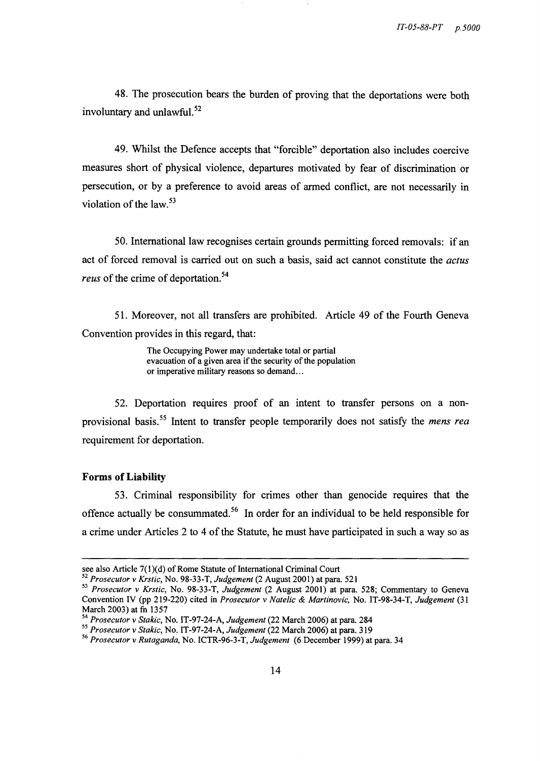48. The prosecution bears the burden of proving that the deportations were both involuntary and unlawful.[52]

49. Whilst the Defence accepts that "forcible" deportation also includes coercive measures short of physical violence, departures motivated by fear of discrimination or persecution, or by a preference to avoid areas of armed conflict, are not necessarily in violation of the law.[53]

50. International law recognises certain grounds permitting forced removals: if an act of forced removal is carried out on such a basis, said act cannot constitute the *actus reus* of the crime of deportation.[54]

51. Moreover, not all transfers are prohibited. Article 49 of the Fourth Geneva Convention provides in this regard, that:

> The Occupying Power may undertake total or partial evacuation of a given area if the security of the population or imperative military reasons so demand...

52. Deportation requires proof of an intent to transfer persons on a non-provisional basis.[55] Intent to transfer people temporarily does not satisfy the *mens rea* requirement for deportation.

**Forms of Liability**

53. Criminal responsibility for crimes other than genocide requires that the offence actually be consummated.[56] In order for an individual to be held responsible for a crime under Articles 2 to 4 of the Statute, he must have participated in such a way so as

---

see also Article 7(1)(d) of Rome Statute of International Criminal Court

[52] *Prosecutor v Krstic*, No. 98-33-T, *Judgement* (2 August 2001) at para. 521

[53] *Prosecutor v Krstic*, No. 98-33-T, *Judgement* (2 August 2001) at para. 528; Commentary to Geneva Convention IV (pp 219-220) cited in *Prosecutor v Natelic & Martinovic,* No. IT-98-34-T, *Judgement* (31 March 2003) at fn 1357

[54] *Prosecutor v Stakic*, No. IT-97-24-A, *Judgement* (22 March 2006) at para. 284

[55] *Prosecutor v Stakic*, No. IT-97-24-A, *Judgement* (22 March 2006) at para. 319

[56] *Prosecutor v Rutaganda*, No. ICTR-96-3-T, *Judgement* (6 December 1999) at para. 34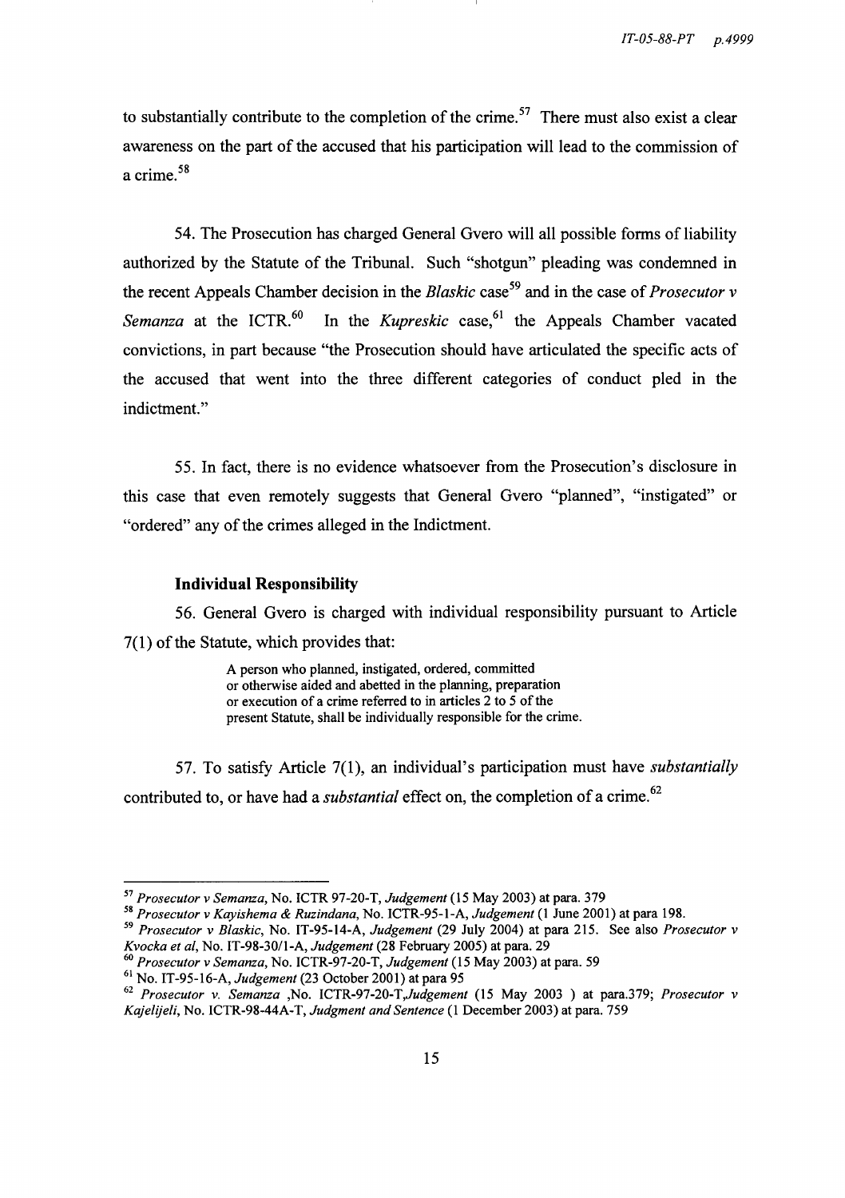to substantially contribute to the completion of the crime.[57] There must also exist a clear awareness on the part of the accused that his participation will lead to the commission of a crime.[58]

54. The Prosecution has charged General Gvero will all possible forms of liability authorized by the Statute of the Tribunal. Such "shotgun" pleading was condemned in the recent Appeals Chamber decision in the *Blaskic* case[59] and in the case of *Prosecutor v Semanza* at the ICTR.[60] In the *Kupreskic* case,[61] the Appeals Chamber vacated convictions, in part because "the Prosecution should have articulated the specific acts of the accused that went into the three different categories of conduct pled in the indictment."

55. In fact, there is no evidence whatsoever from the Prosecution's disclosure in this case that even remotely suggests that General Gvero "planned", "instigated" or "ordered" any of the crimes alleged in the Indictment.

**Individual Responsibility**

56. General Gvero is charged with individual responsibility pursuant to Article 7(1) of the Statute, which provides that:

> A person who planned, instigated, ordered, committed or otherwise aided and abetted in the planning, preparation or execution of a crime referred to in articles 2 to 5 of the present Statute, shall be individually responsible for the crime.

57. To satisfy Article 7(1), an individual's participation must have *substantially* contributed to, or have had a *substantial* effect on, the completion of a crime.[62]

---

[57] *Prosecutor v Semanza*, No. ICTR 97-20-T, *Judgement* (15 May 2003) at para. 379

[58] *Prosecutor v Kayishema & Ruzindana*, No. ICTR-95-1-A, *Judgement* (1 June 2001) at para 198.

[59] *Prosecutor v Blaskic*, No. IT-95-14-A, *Judgement* (29 July 2004) at para 215. See also *Prosecutor v Kvocka et al*, No. IT-98-30/1-A, *Judgement* (28 February 2005) at para. 29

[60] *Prosecutor v Semanza*, No. ICTR-97-20-T, *Judgement* (15 May 2003) at para. 59

[61] No. IT-95-16-A, *Judgement* (23 October 2001) at para 95

[62] *Prosecutor v. Semanza* ,No. ICTR-97-20-T,*Judgement* (15 May 2003 ) at para.379; *Prosecutor v Kajelijeli*, No. ICTR-98-44A-T, *Judgment and Sentence* (1 December 2003) at para. 759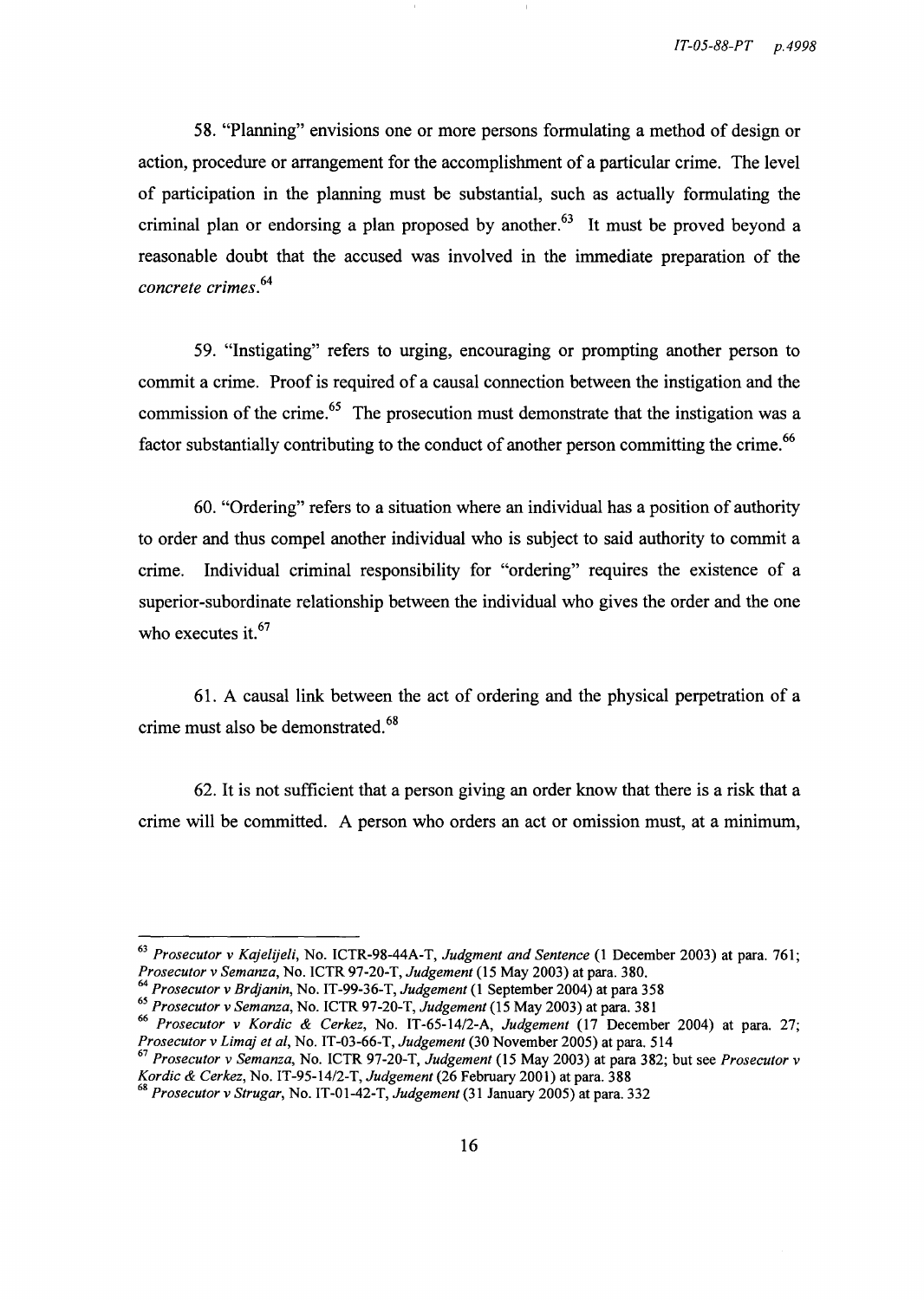58. "Planning" envisions one or more persons formulating a method of design or action, procedure or arrangement for the accomplishment of a particular crime. The level of participation in the planning must be substantial, such as actually formulating the criminal plan or endorsing a plan proposed by another.[63] It must be proved beyond a reasonable doubt that the accused was involved in the immediate preparation of the *concrete crimes*.[64]

59. "Instigating" refers to urging, encouraging or prompting another person to commit a crime. Proof is required of a causal connection between the instigation and the commission of the crime.[65] The prosecution must demonstrate that the instigation was a factor substantially contributing to the conduct of another person committing the crime.[66]

60. "Ordering" refers to a situation where an individual has a position of authority to order and thus compel another individual who is subject to said authority to commit a crime. Individual criminal responsibility for "ordering" requires the existence of a superior-subordinate relationship between the individual who gives the order and the one who executes it.[67]

61. A causal link between the act of ordering and the physical perpetration of a crime must also be demonstrated.[68]

62. It is not sufficient that a person giving an order know that there is a risk that a crime will be committed. A person who orders an act or omission must, at a minimum,

---

[63] *Prosecutor v Kajelijeli*, No. ICTR-98-44A-T, *Judgment and Sentence* (1 December 2003) at para. 761; *Prosecutor v Semanza*, No. ICTR 97-20-T, *Judgement* (15 May 2003) at para. 380.

[64] *Prosecutor v Brdjanin*, No. IT-99-36-T, *Judgement* (1 September 2004) at para 358

[65] *Prosecutor v Semanza*, No. ICTR 97-20-T, *Judgement* (15 May 2003) at para. 381

[66] *Prosecutor v Kordic & Cerkez*, No. IT-65-14/2-A, *Judgement* (17 December 2004) at para. 27; *Prosecutor v Limaj et al*, No. IT-03-66-T, *Judgement* (30 November 2005) at para. 514

[67] *Prosecutor v Semanza*, No. ICTR 97-20-T, *Judgement* (15 May 2003) at para 382; but see *Prosecutor v Kordic & Cerkez*, No. IT-95-14/2-T, *Judgement* (26 February 2001) at para. 388

[68] *Prosecutor v Strugar*, No. IT-01-42-T, *Judgement* (31 January 2005) at para. 332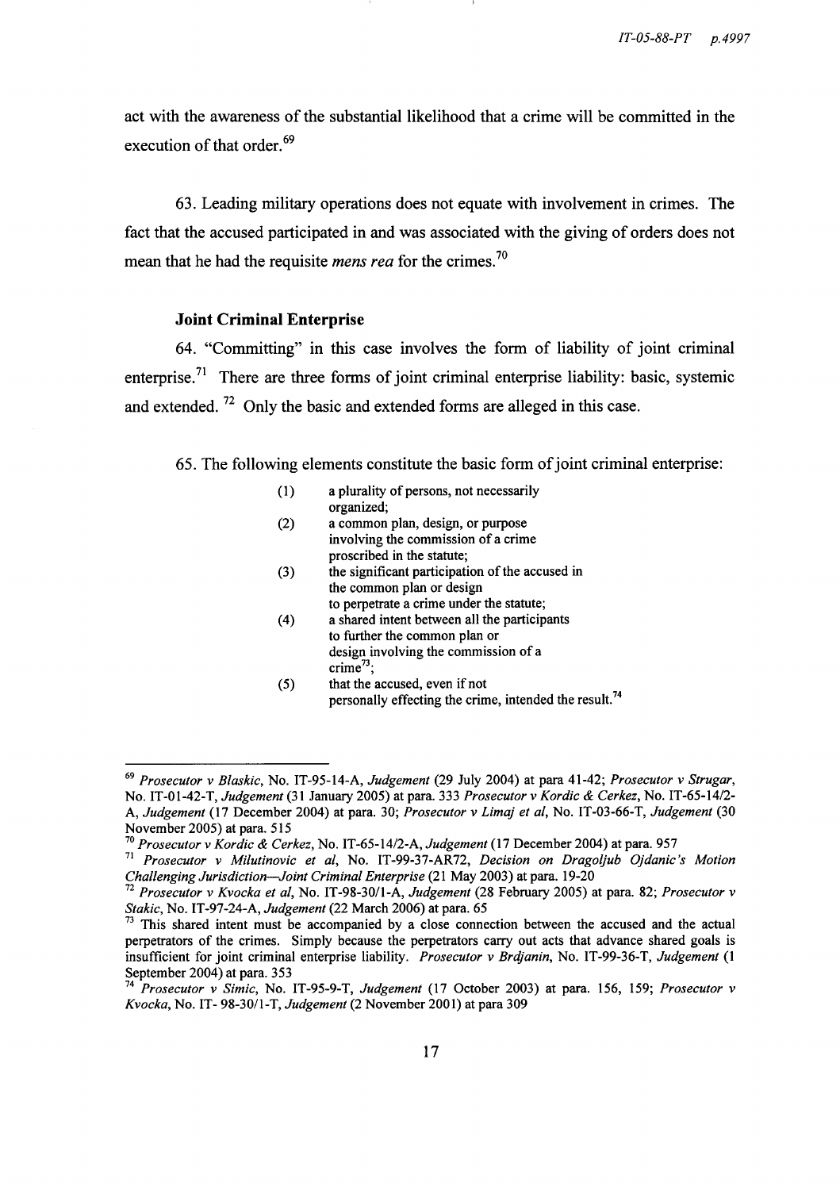act with the awareness of the substantial likelihood that a crime will be committed in the execution of that order.[69]

63. Leading military operations does not equate with involvement in crimes. The fact that the accused participated in and was associated with the giving of orders does not mean that he had the requisite *mens rea* for the crimes.[70]

**Joint Criminal Enterprise**

64. "Committing" in this case involves the form of liability of joint criminal enterprise.[71] There are three forms of joint criminal enterprise liability: basic, systemic and extended.[72] Only the basic and extended forms are alleged in this case.

65. The following elements constitute the basic form of joint criminal enterprise:

(1) a plurality of persons, not necessarily organized;
(2) a common plan, design, or purpose involving the commission of a crime proscribed in the statute;
(3) the significant participation of the accused in the common plan or design to perpetrate a crime under the statute;
(4) a shared intent between all the participants to further the common plan or design involving the commission of a crime[73];
(5) that the accused, even if not personally effecting the crime, intended the result.[74]

---

[69] *Prosecutor v Blaskic*, No. IT-95-14-A, *Judgement* (29 July 2004) at para 41-42; *Prosecutor v Strugar*, No. IT-01-42-T, *Judgement* (31 January 2005) at para. 333 *Prosecutor v Kordic & Cerkez*, No. IT-65-14/2-A, *Judgement* (17 December 2004) at para. 30; *Prosecutor v Limaj et al*, No. IT-03-66-T, *Judgement* (30 November 2005) at para. 515

[70] *Prosecutor v Kordic & Cerkez*, No. IT-65-14/2-A, *Judgement* (17 December 2004) at para. 957

[71] *Prosecutor v Milutinovic et al*, No. IT-99-37-AR72, *Decision on Dragoljub Ojdanic's Motion Challenging Jurisdiction—Joint Criminal Enterprise* (21 May 2003) at para. 19-20

[72] *Prosecutor v Kvocka et al*, No. IT-98-30/1-A, *Judgement* (28 February 2005) at para. 82; *Prosecutor v Stakic*, No. IT-97-24-A, *Judgement* (22 March 2006) at para. 65

[73] This shared intent must be accompanied by a close connection between the accused and the actual perpetrators of the crimes. Simply because the perpetrators carry out acts that advance shared goals is insufficient for joint criminal enterprise liability. *Prosecutor v Brdjanin*, No. IT-99-36-T, *Judgement* (1 September 2004) at para. 353

[74] *Prosecutor v Simic*, No. IT-95-9-T, *Judgement* (17 October 2003) at para. 156, 159; *Prosecutor v Kvocka*, No. IT- 98-30/1-T, *Judgement* (2 November 2001) at para 309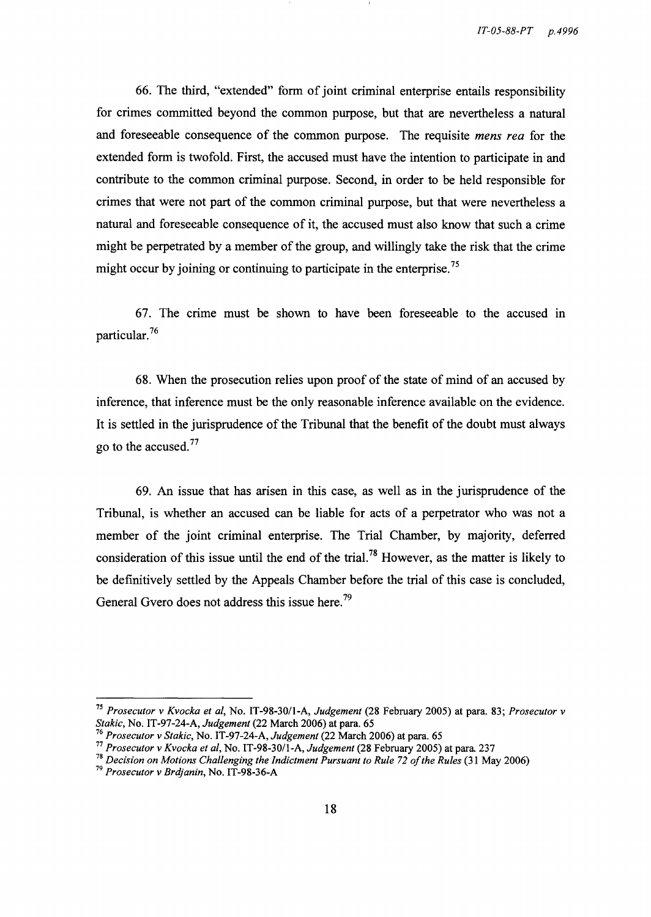66. The third, "extended" form of joint criminal enterprise entails responsibility for crimes committed beyond the common purpose, but that are nevertheless a natural and foreseeable consequence of the common purpose. The requisite *mens rea* for the extended form is twofold. First, the accused must have the intention to participate in and contribute to the common criminal purpose. Second, in order to be held responsible for crimes that were not part of the common criminal purpose, but that were nevertheless a natural and foreseeable consequence of it, the accused must also know that such a crime might be perpetrated by a member of the group, and willingly take the risk that the crime might occur by joining or continuing to participate in the enterprise.[75]

67. The crime must be shown to have been foreseeable to the accused in particular.[76]

68. When the prosecution relies upon proof of the state of mind of an accused by inference, that inference must be the only reasonable inference available on the evidence. It is settled in the jurisprudence of the Tribunal that the benefit of the doubt must always go to the accused.[77]

69. An issue that has arisen in this case, as well as in the jurisprudence of the Tribunal, is whether an accused can be liable for acts of a perpetrator who was not a member of the joint criminal enterprise. The Trial Chamber, by majority, deferred consideration of this issue until the end of the trial.[78] However, as the matter is likely to be definitively settled by the Appeals Chamber before the trial of this case is concluded, General Gvero does not address this issue here.[79]

---

[75] *Prosecutor v Kvocka et al*, No. IT-98-30/1-A, *Judgement* (28 February 2005) at para. 83; *Prosecutor v Stakic*, No. IT-97-24-A, *Judgement* (22 March 2006) at para. 65

[76] *Prosecutor v Stakic*, No. IT-97-24-A, *Judgement* (22 March 2006) at para. 65

[77] *Prosecutor v Kvocka et al*, No. IT-98-30/1-A, *Judgement* (28 February 2005) at para. 237

[78] *Decision on Motions Challenging the Indictment Pursuant to Rule 72 of the Rules* (31 May 2006)

[79] *Prosecutor v Brdjanin*, No. IT-98-36-A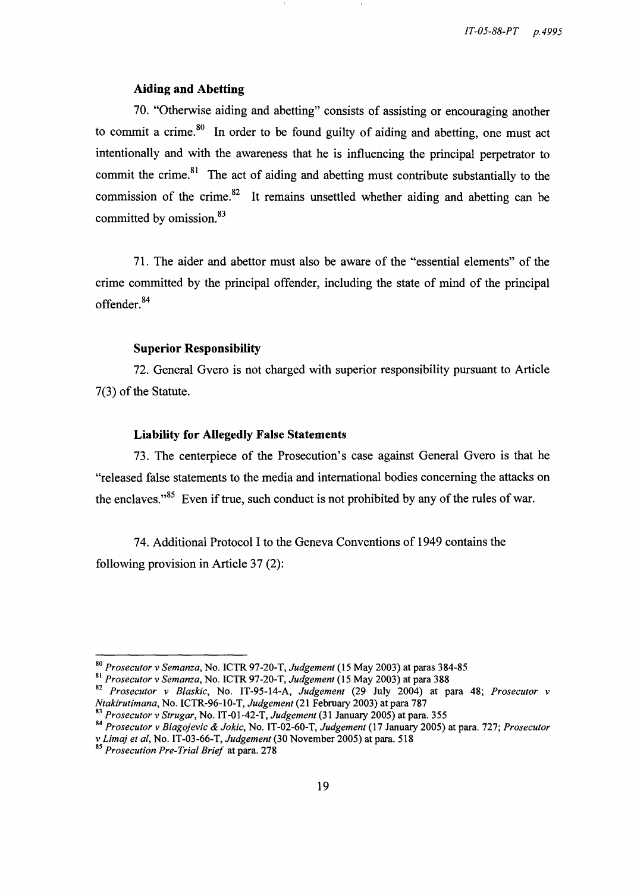### Aiding and Abetting

70. "Otherwise aiding and abetting" consists of assisting or encouraging another to commit a crime.[80] In order to be found guilty of aiding and abetting, one must act intentionally and with the awareness that he is influencing the principal perpetrator to commit the crime.[81] The act of aiding and abetting must contribute substantially to the commission of the crime.[82] It remains unsettled whether aiding and abetting can be committed by omission.[83]

71. The aider and abettor must also be aware of the "essential elements" of the crime committed by the principal offender, including the state of mind of the principal offender.[84]

### Superior Responsibility

72. General Gvero is not charged with superior responsibility pursuant to Article 7(3) of the Statute.

### Liability for Allegedly False Statements

73. The centerpiece of the Prosecution's case against General Gvero is that he "released false statements to the media and international bodies concerning the attacks on the enclaves."[85] Even if true, such conduct is not prohibited by any of the rules of war.

74. Additional Protocol I to the Geneva Conventions of 1949 contains the following provision in Article 37 (2):

---

[80] *Prosecutor v Semanza*, No. ICTR 97-20-T, *Judgement* (15 May 2003) at paras 384-85

[81] *Prosecutor v Semanza*, No. ICTR 97-20-T, *Judgement* (15 May 2003) at para 388

[82] *Prosecutor v Blaskic*, No. IT-95-14-A, *Judgement* (29 July 2004) at para 48; *Prosecutor v Ntakirutimana*, No. ICTR-96-10-T, *Judgement* (21 February 2003) at para 787

[83] *Prosecutor v Strugar*, No. IT-01-42-T, *Judgement* (31 January 2005) at para. 355

[84] *Prosecutor v Blagojevic & Jokic*, No. IT-02-60-T, *Judgement* (17 January 2005) at para. 727; *Prosecutor v Limaj et al*, No. IT-03-66-T, *Judgement* (30 November 2005) at para. 518

[85] *Prosecution Pre-Trial Brief* at para. 278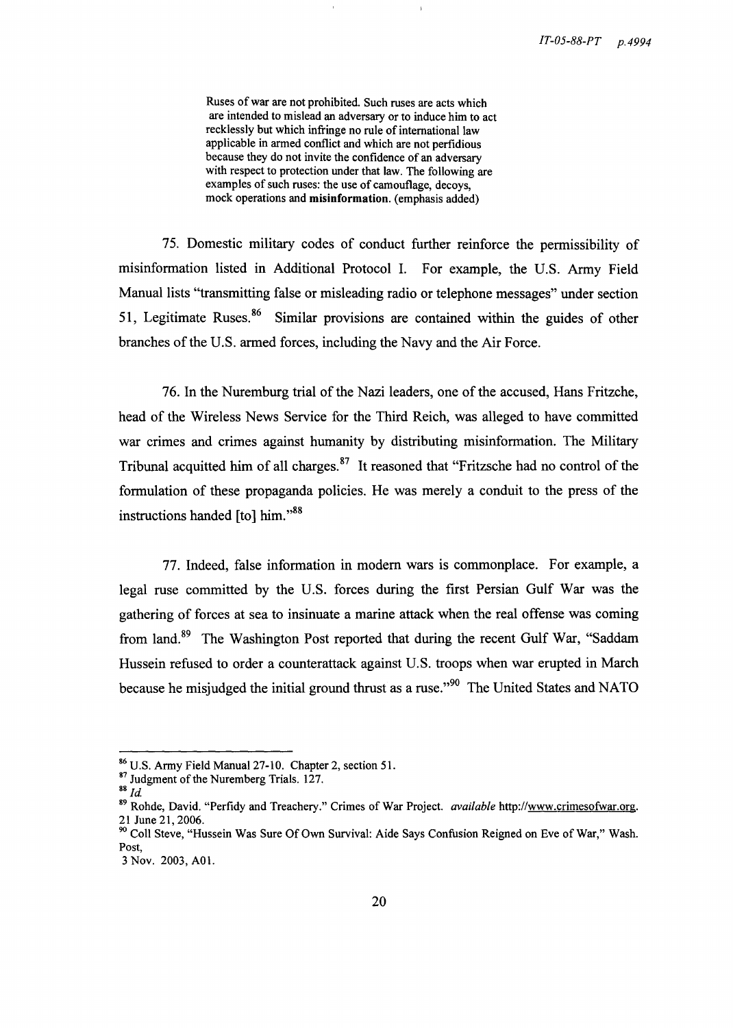> Ruses of war are not prohibited. Such ruses are acts which are intended to mislead an adversary or to induce him to act recklessly but which infringe no rule of international law applicable in armed conflict and which are not perfidious because they do not invite the confidence of an adversary with respect to protection under that law. The following are examples of such ruses: the use of camouflage, decoys, mock operations and **misinformation**. (emphasis added)

75. Domestic military codes of conduct further reinforce the permissibility of misinformation listed in Additional Protocol I. For example, the U.S. Army Field Manual lists "transmitting false or misleading radio or telephone messages" under section 51, Legitimate Ruses.[86] Similar provisions are contained within the guides of other branches of the U.S. armed forces, including the Navy and the Air Force.

76. In the Nuremburg trial of the Nazi leaders, one of the accused, Hans Fritzche, head of the Wireless News Service for the Third Reich, was alleged to have committed war crimes and crimes against humanity by distributing misinformation. The Military Tribunal acquitted him of all charges.[87] It reasoned that "Fritzsche had no control of the formulation of these propaganda policies. He was merely a conduit to the press of the instructions handed [to] him."[88]

77. Indeed, false information in modern wars is commonplace. For example, a legal ruse committed by the U.S. forces during the first Persian Gulf War was the gathering of forces at sea to insinuate a marine attack when the real offense was coming from land.[89] The Washington Post reported that during the recent Gulf War, "Saddam Hussein refused to order a counterattack against U.S. troops when war erupted in March because he misjudged the initial ground thrust as a ruse."[90] The United States and NATO

---

[86] U.S. Army Field Manual 27-10. Chapter 2, section 51.

[87] Judgment of the Nuremberg Trials. 127.

[88] *Id.*

[89] Rohde, David. "Perfidy and Treachery." Crimes of War Project. *available* http://www.crimesofwar.org. 21 June 21, 2006.

[90] Coll Steve, "Hussein Was Sure Of Own Survival: Aide Says Confusion Reigned on Eve of War," Wash. Post, 3 Nov. 2003, A01.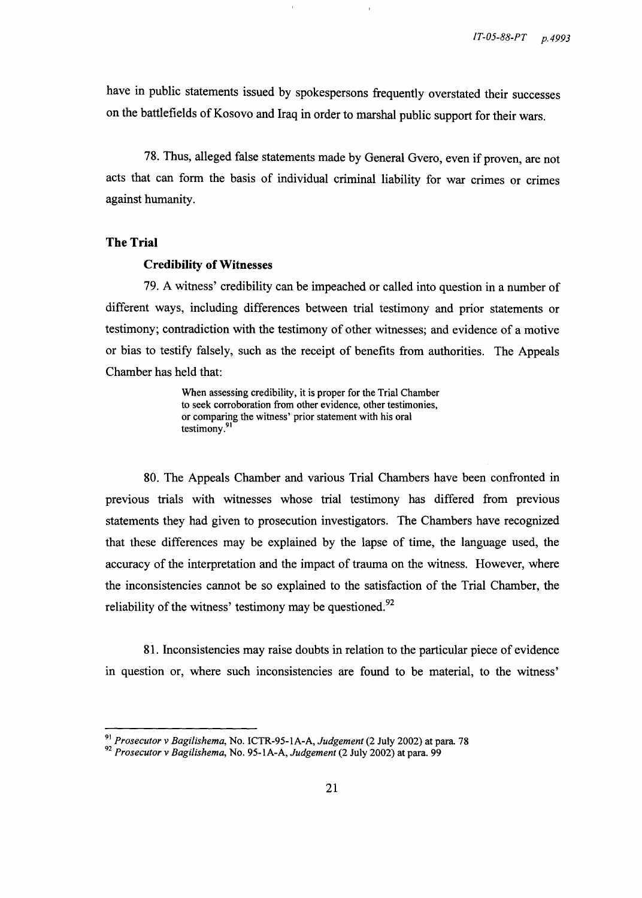have in public statements issued by spokespersons frequently overstated their successes on the battlefields of Kosovo and Iraq in order to marshal public support for their wars.

78. Thus, alleged false statements made by General Gvero, even if proven, are not acts that can form the basis of individual criminal liability for war crimes or crimes against humanity.

## The Trial

### Credibility of Witnesses

79. A witness' credibility can be impeached or called into question in a number of different ways, including differences between trial testimony and prior statements or testimony; contradiction with the testimony of other witnesses; and evidence of a motive or bias to testify falsely, such as the receipt of benefits from authorities. The Appeals Chamber has held that:

> When assessing credibility, it is proper for the Trial Chamber to seek corroboration from other evidence, other testimonies, or comparing the witness' prior statement with his oral testimony.[91]

80. The Appeals Chamber and various Trial Chambers have been confronted in previous trials with witnesses whose trial testimony has differed from previous statements they had given to prosecution investigators. The Chambers have recognized that these differences may be explained by the lapse of time, the language used, the accuracy of the interpretation and the impact of trauma on the witness. However, where the inconsistencies cannot be so explained to the satisfaction of the Trial Chamber, the reliability of the witness' testimony may be questioned.[92]

81. Inconsistencies may raise doubts in relation to the particular piece of evidence in question or, where such inconsistencies are found to be material, to the witness'

---

[91] *Prosecutor v Bagilishema*, No. ICTR-95-1A-A, *Judgement* (2 July 2002) at para. 78

[92] *Prosecutor v Bagilishema*, No. 95-1A-A, *Judgement* (2 July 2002) at para. 99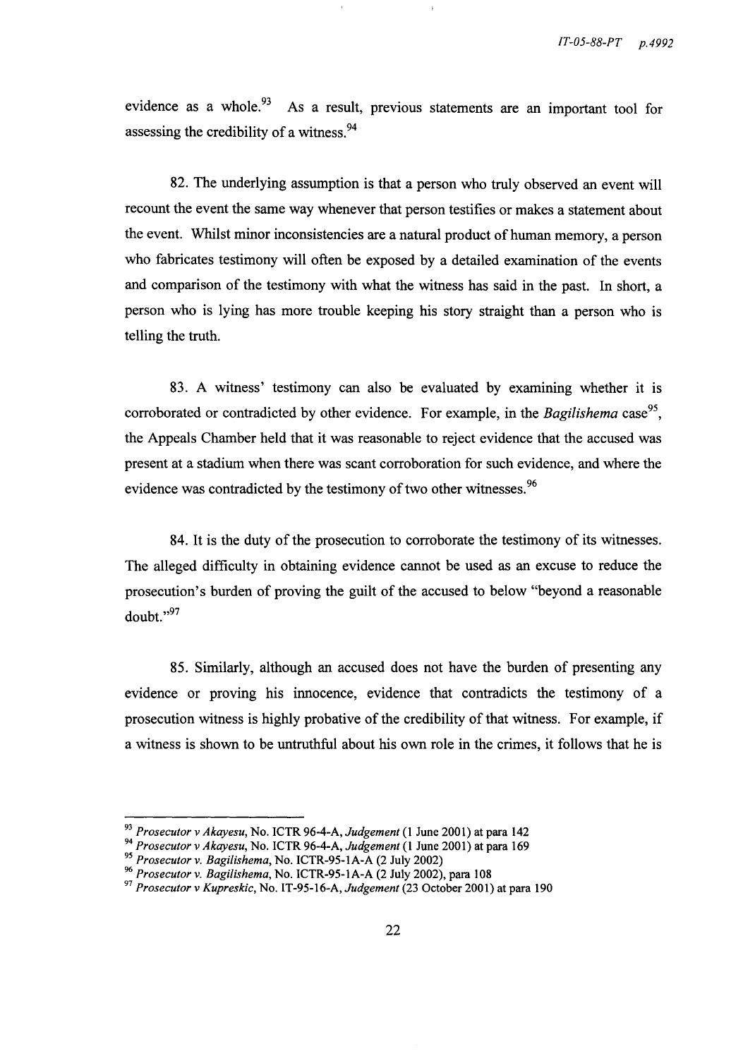evidence as a whole.[93] As a result, previous statements are an important tool for assessing the credibility of a witness.[94]

82. The underlying assumption is that a person who truly observed an event will recount the event the same way whenever that person testifies or makes a statement about the event. Whilst minor inconsistencies are a natural product of human memory, a person who fabricates testimony will often be exposed by a detailed examination of the events and comparison of the testimony with what the witness has said in the past. In short, a person who is lying has more trouble keeping his story straight than a person who is telling the truth.

83. A witness' testimony can also be evaluated by examining whether it is corroborated or contradicted by other evidence. For example, in the *Bagilishema* case[95], the Appeals Chamber held that it was reasonable to reject evidence that the accused was present at a stadium when there was scant corroboration for such evidence, and where the evidence was contradicted by the testimony of two other witnesses.[96]

84. It is the duty of the prosecution to corroborate the testimony of its witnesses. The alleged difficulty in obtaining evidence cannot be used as an excuse to reduce the prosecution's burden of proving the guilt of the accused to below "beyond a reasonable doubt."[97]

85. Similarly, although an accused does not have the burden of presenting any evidence or proving his innocence, evidence that contradicts the testimony of a prosecution witness is highly probative of the credibility of that witness. For example, if a witness is shown to be untruthful about his own role in the crimes, it follows that he is

---

[93] *Prosecutor v Akayesu*, No. ICTR 96-4-A, *Judgement* (1 June 2001) at para 142

[94] *Prosecutor v Akayesu*, No. ICTR 96-4-A, *Judgement* (1 June 2001) at para 169

[95] *Prosecutor v. Bagilishema*, No. ICTR-95-1A-A (2 July 2002)

[96] *Prosecutor v. Bagilishema*, No. ICTR-95-1A-A (2 July 2002), para 108

[97] *Prosecutor v Kupreskic*, No. IT-95-16-A, *Judgement* (23 October 2001) at para 190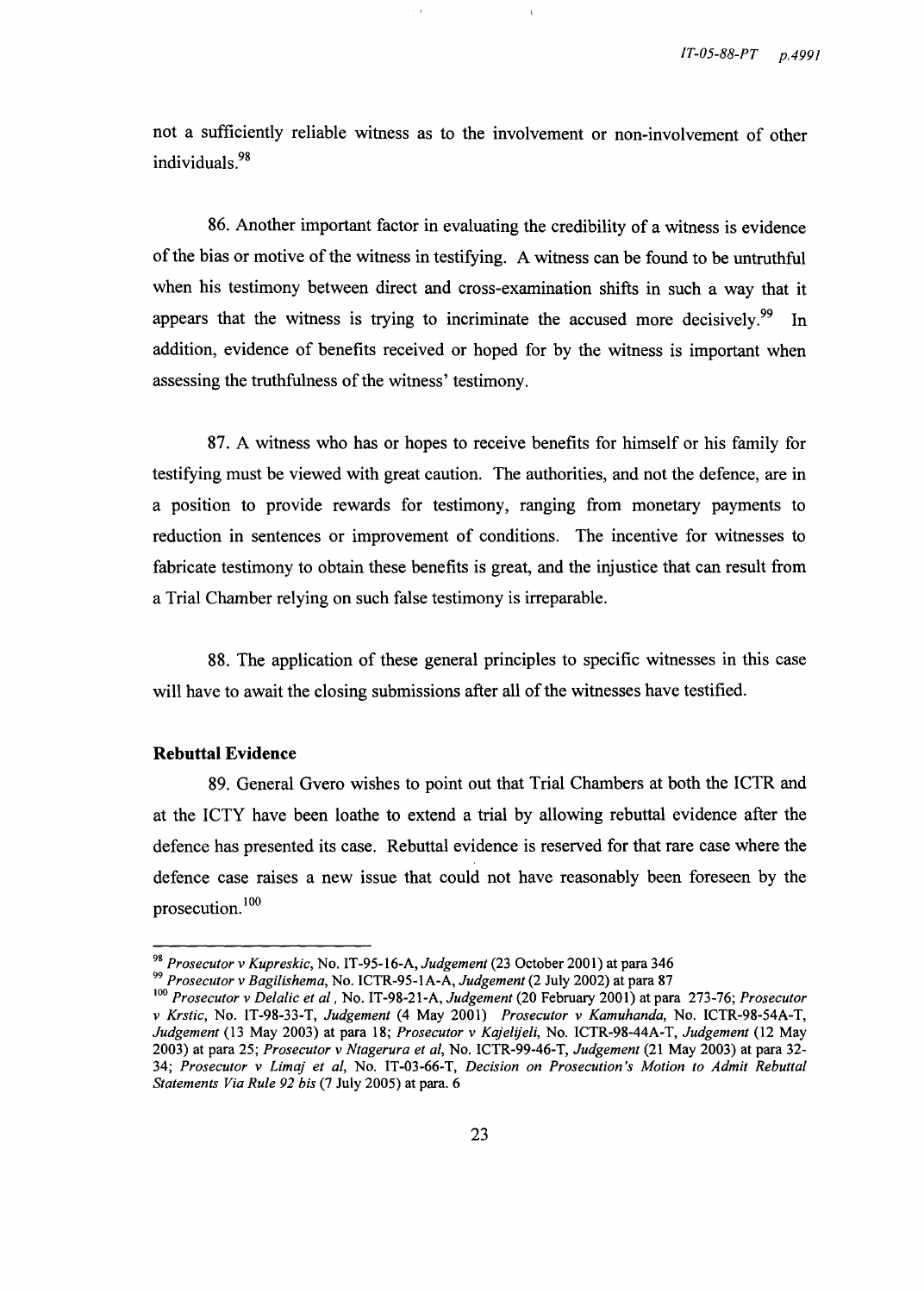not a sufficiently reliable witness as to the involvement or non-involvement of other individuals.[98]

86. Another important factor in evaluating the credibility of a witness is evidence of the bias or motive of the witness in testifying. A witness can be found to be untruthful when his testimony between direct and cross-examination shifts in such a way that it appears that the witness is trying to incriminate the accused more decisively.[99] In addition, evidence of benefits received or hoped for by the witness is important when assessing the truthfulness of the witness' testimony.

87. A witness who has or hopes to receive benefits for himself or his family for testifying must be viewed with great caution. The authorities, and not the defence, are in a position to provide rewards for testimony, ranging from monetary payments to reduction in sentences or improvement of conditions. The incentive for witnesses to fabricate testimony to obtain these benefits is great, and the injustice that can result from a Trial Chamber relying on such false testimony is irreparable.

88. The application of these general principles to specific witnesses in this case will have to await the closing submissions after all of the witnesses have testified.

**Rebuttal Evidence**

89. General Gvero wishes to point out that Trial Chambers at both the ICTR and at the ICTY have been loathe to extend a trial by allowing rebuttal evidence after the defence has presented its case. Rebuttal evidence is reserved for that rare case where the defence case raises a new issue that could not have reasonably been foreseen by the prosecution.[100]

---

[98] *Prosecutor v Kupreskic*, No. IT-95-16-A, *Judgement* (23 October 2001) at para 346

[99] *Prosecutor v Bagilishema*, No. ICTR-95-1A-A, *Judgement* (2 July 2002) at para 87

[100] *Prosecutor v Delalic et al* , No. IT-98-21-A, *Judgement* (20 February 2001) at para 273-76; *Prosecutor v Krstic*, No. IT-98-33-T, *Judgement* (4 May 2001) *Prosecutor v Kamuhanda*, No. ICTR-98-54A-T, *Judgement* (13 May 2003) at para 18; *Prosecutor v Kajelijeli*, No. ICTR-98-44A-T, *Judgement* (12 May 2003) at para 25; *Prosecutor v Ntagerura et al*, No. ICTR-99-46-T, *Judgement* (21 May 2003) at para 32-34; *Prosecutor v Limaj et al*, No. IT-03-66-T, *Decision on Prosecution's Motion to Admit Rebuttal Statements Via Rule 92 bis* (7 July 2005) at para. 6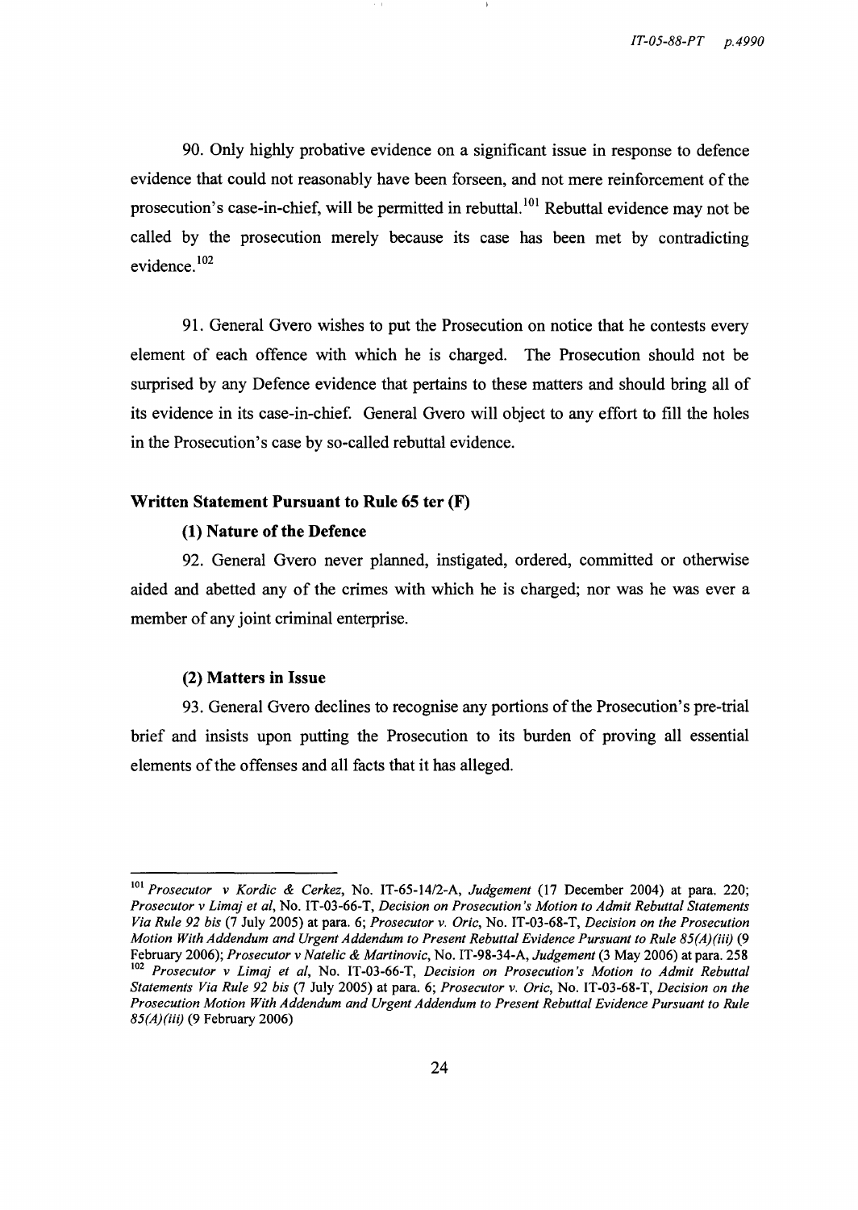90. Only highly probative evidence on a significant issue in response to defence evidence that could not reasonably have been forseen, and not mere reinforcement of the prosecution's case-in-chief, will be permitted in rebuttal.[101] Rebuttal evidence may not be called by the prosecution merely because its case has been met by contradicting evidence.[102]

91. General Gvero wishes to put the Prosecution on notice that he contests every element of each offence with which he is charged. The Prosecution should not be surprised by any Defence evidence that pertains to these matters and should bring all of its evidence in its case-in-chief. General Gvero will object to any effort to fill the holes in the Prosecution's case by so-called rebuttal evidence.

**Written Statement Pursuant to Rule 65 ter (F)**

**(1) Nature of the Defence**

92. General Gvero never planned, instigated, ordered, committed or otherwise aided and abetted any of the crimes with which he is charged; nor was he was ever a member of any joint criminal enterprise.

**(2) Matters in Issue**

93. General Gvero declines to recognise any portions of the Prosecution's pre-trial brief and insists upon putting the Prosecution to its burden of proving all essential elements of the offenses and all facts that it has alleged.

---

[101] *Prosecutor v Kordic & Cerkez*, No. IT-65-14/2-A, *Judgement* (17 December 2004) at para. 220; *Prosecutor v Limaj et al*, No. IT-03-66-T, *Decision on Prosecution's Motion to Admit Rebuttal Statements Via Rule 92 bis* (7 July 2005) at para. 6; *Prosecutor v. Oric*, No. IT-03-68-T, *Decision on the Prosecution Motion With Addendum and Urgent Addendum to Present Rebuttal Evidence Pursuant to Rule 85(A)(iii)* (9 February 2006); *Prosecutor v Natelic & Martinovic*, No. IT-98-34-A, *Judgement* (3 May 2006) at para. 258

[102] *Prosecutor v Limaj et al*, No. IT-03-66-T, *Decision on Prosecution's Motion to Admit Rebuttal Statements Via Rule 92 bis* (7 July 2005) at para. 6; *Prosecutor v. Oric*, No. IT-03-68-T, *Decision on the Prosecution Motion With Addendum and Urgent Addendum to Present Rebuttal Evidence Pursuant to Rule 85(A)(iii)* (9 February 2006)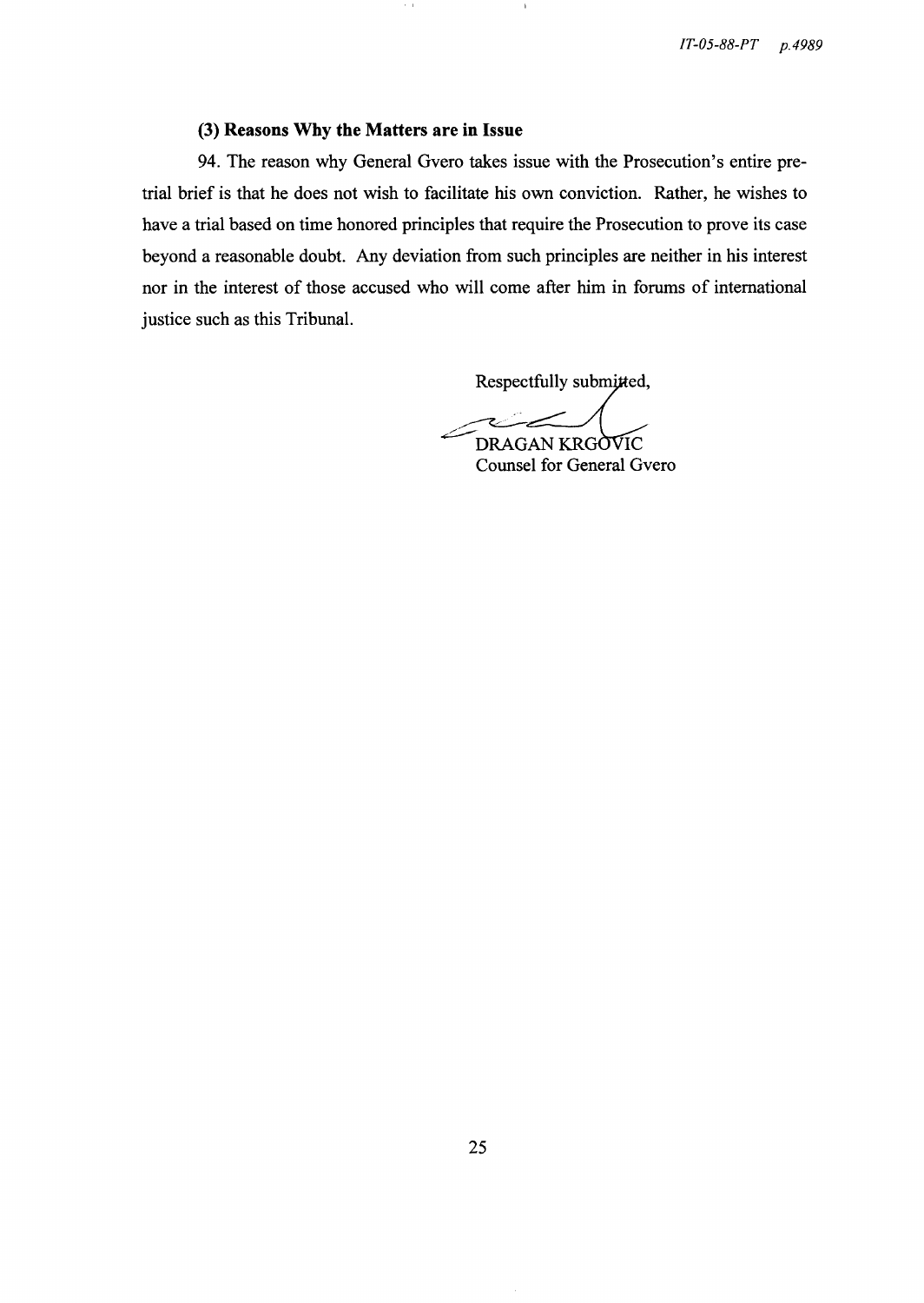### (3) Reasons Why the Matters are in Issue

94. The reason why General Gvero takes issue with the Prosecution's entire pre-trial brief is that he does not wish to facilitate his own conviction. Rather, he wishes to have a trial based on time honored principles that require the Prosecution to prove its case beyond a reasonable doubt. Any deviation from such principles are neither in his interest nor in the interest of those accused who will come after him in forums of international justice such as this Tribunal.

Respectfully submitted,

DRAGAN KRGOVIC
Counsel for General Gvero